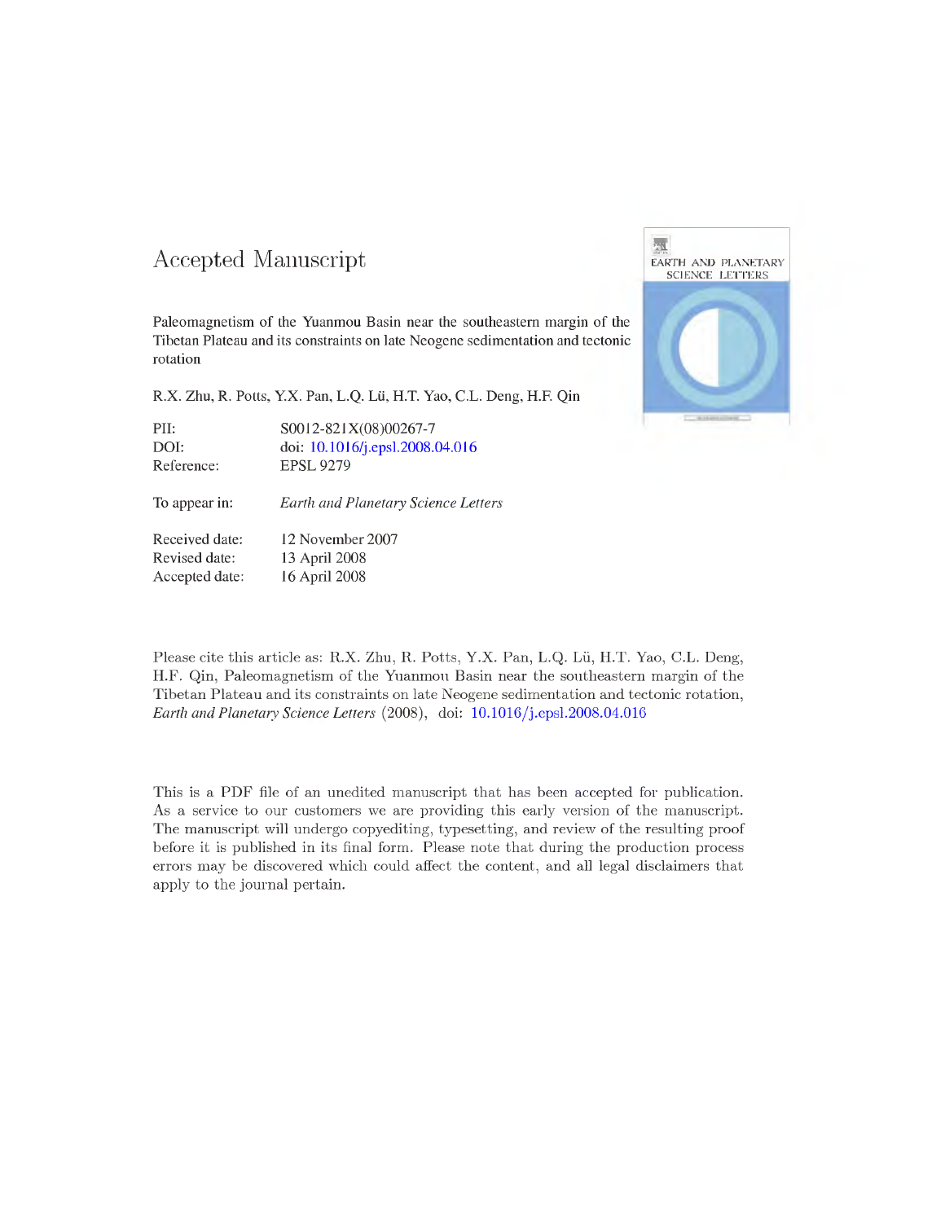# Accepted Manuscript

Paleomagnetism of the Yuanmou Basin near the southeastern margin of the Tibetan Plateau and its constraints on late Neogene sedimentation and tectonic rotation

R.X. Zhu, R. Potts, Y.X. Pan, L.Q. Lü, H.T. Yao, C.L. Deng, H.F. Qin

| | |
|---|---|
| PII: | S0012-821X(08)00267-7 |
| DOI: | doi: 10.1016/j.epsl.2008.04.016 |
| Reference: | EPSL 9279 |

To appear in: *Earth and Planetary Science Letters*

| | |
|---|---|
| Received date: | 12 November 2007 |
| Revised date: | 13 April 2008 |
| Accepted date: | 16 April 2008 |

Please cite this article as: R.X. Zhu, R. Potts, Y.X. Pan, L.Q. Lü, H.T. Yao, C.L. Deng, H.F. Qin, Paleomagnetism of the Yuanmou Basin near the southeastern margin of the Tibetan Plateau and its constraints on late Neogene sedimentation and tectonic rotation, *Earth and Planetary Science Letters* (2008), doi: 10.1016/j.epsl.2008.04.016

This is a PDF file of an unedited manuscript that has been accepted for publication. As a service to our customers we are providing this early version of the manuscript. The manuscript will undergo copyediting, typesetting, and review of the resulting proof before it is published in its final form. Please note that during the production process errors may be discovered which could affect the content, and all legal disclaimers that apply to the journal pertain.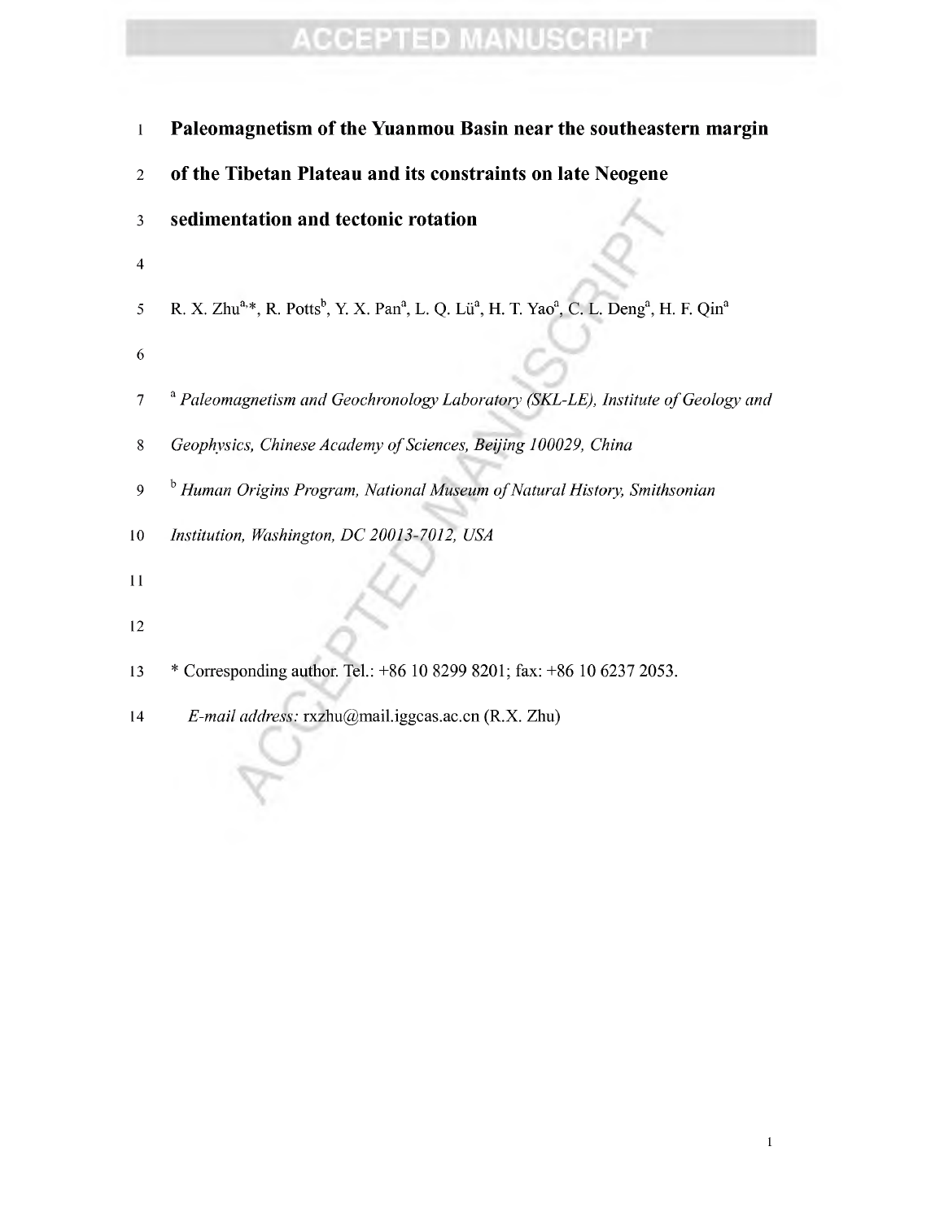# Paleomagnetism of the Yuanmou Basin near the southeastern margin of the Tibetan Plateau and its constraints on late Neogene sedimentation and tectonic rotation

R. X. Zhu[a,*], R. Potts[b], Y. X. Pan[a], L. Q. Lü[a], H. T. Yao[a], C. L. Deng[a], H. F. Qin[a]

[a] *Paleomagnetism and Geochronology Laboratory (SKL-LE), Institute of Geology and Geophysics, Chinese Academy of Sciences, Beijing 100029, China*

[b] *Human Origins Program, National Museum of Natural History, Smithsonian Institution, Washington, DC 20013-7012, USA*

\* Corresponding author. Tel.: +86 10 8299 8201; fax: +86 10 6237 2053.

*E-mail address:* rxzhu@mail.iggcas.ac.cn (R.X. Zhu)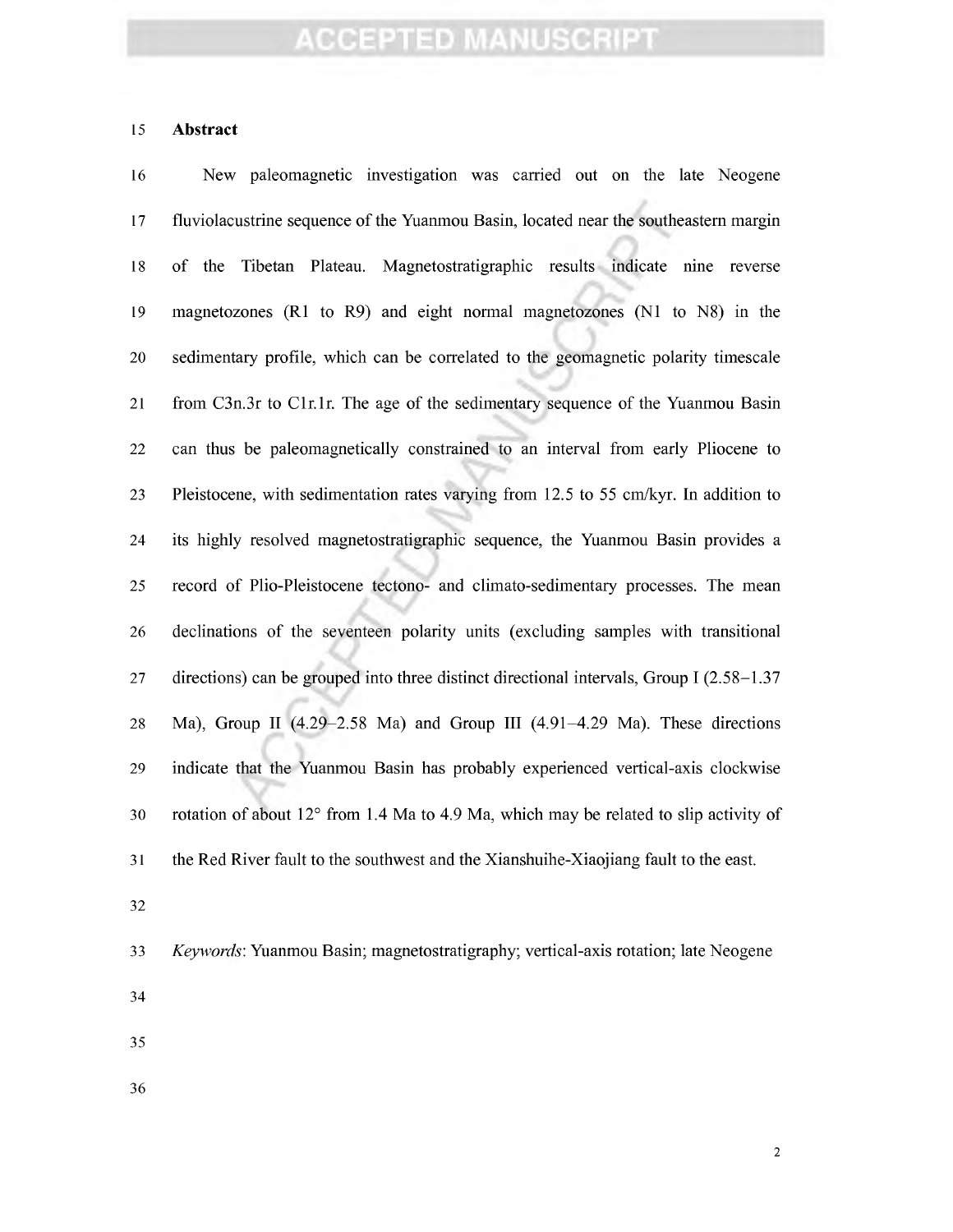## Abstract

New paleomagnetic investigation was carried out on the late Neogene fluviolacustrine sequence of the Yuanmou Basin, located near the southeastern margin of the Tibetan Plateau. Magnetostratigraphic results indicate nine reverse magnetozones (R1 to R9) and eight normal magnetozones (N1 to N8) in the sedimentary profile, which can be correlated to the geomagnetic polarity timescale from C3n.3r to C1r.1r. The age of the sedimentary sequence of the Yuanmou Basin can thus be paleomagnetically constrained to an interval from early Pliocene to Pleistocene, with sedimentation rates varying from 12.5 to 55 cm/kyr. In addition to its highly resolved magnetostratigraphic sequence, the Yuanmou Basin provides a record of Plio-Pleistocene tectono- and climato-sedimentary processes. The mean declinations of the seventeen polarity units (excluding samples with transitional directions) can be grouped into three distinct directional intervals, Group I (2.58−1.37 Ma), Group II (4.29–2.58 Ma) and Group III (4.91–4.29 Ma). These directions indicate that the Yuanmou Basin has probably experienced vertical-axis clockwise rotation of about 12° from 1.4 Ma to 4.9 Ma, which may be related to slip activity of the Red River fault to the southwest and the Xianshuihe-Xiaojiang fault to the east.

*Keywords*: Yuanmou Basin; magnetostratigraphy; vertical-axis rotation; late Neogene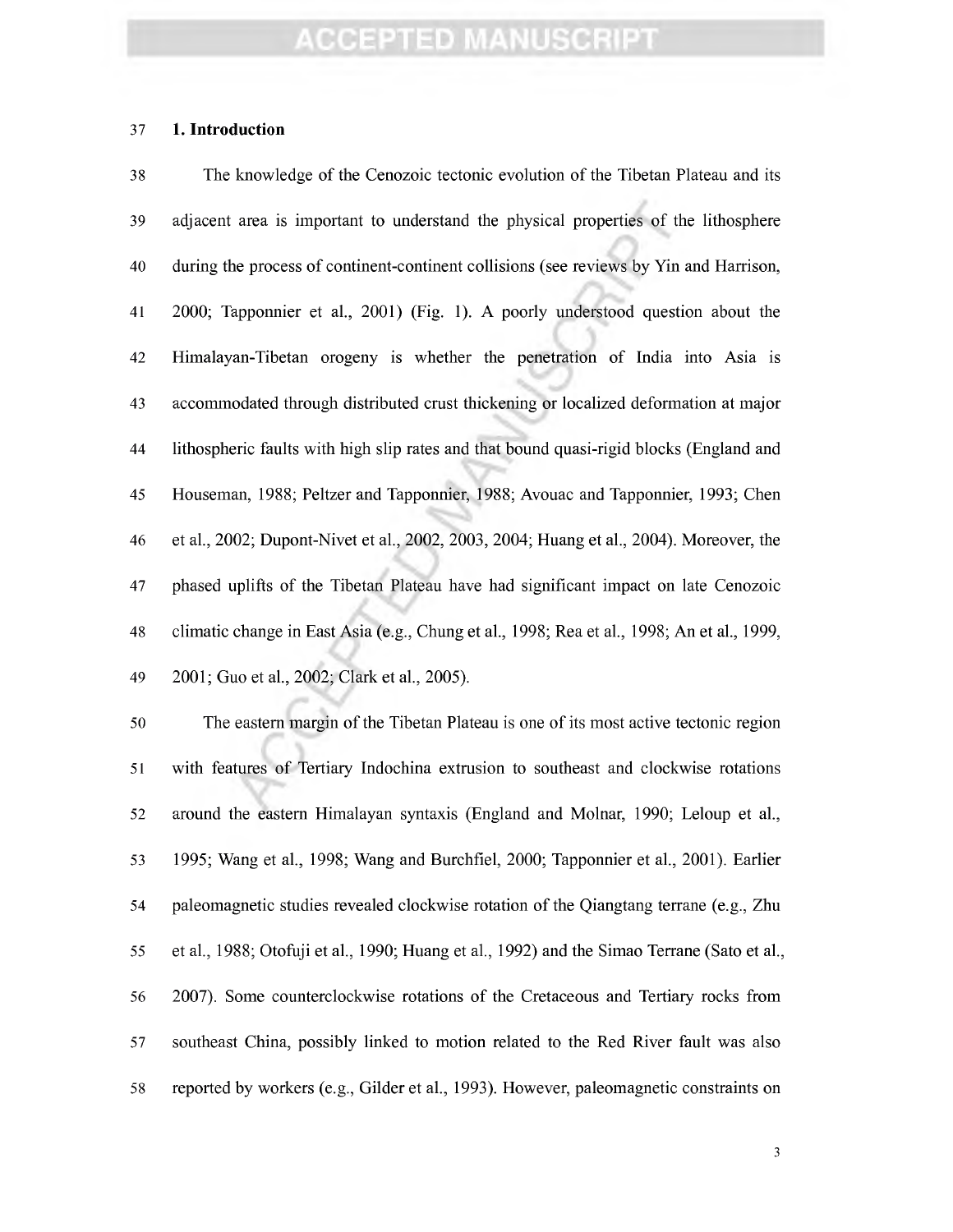## 1. Introduction

The knowledge of the Cenozoic tectonic evolution of the Tibetan Plateau and its adjacent area is important to understand the physical properties of the lithosphere during the process of continent-continent collisions (see reviews by Yin and Harrison, 2000; Tapponnier et al., 2001) (Fig. 1). A poorly understood question about the Himalayan-Tibetan orogeny is whether the penetration of India into Asia is accommodated through distributed crust thickening or localized deformation at major lithospheric faults with high slip rates and that bound quasi-rigid blocks (England and Houseman, 1988; Peltzer and Tapponnier, 1988; Avouac and Tapponnier, 1993; Chen et al., 2002; Dupont-Nivet et al., 2002, 2003, 2004; Huang et al., 2004). Moreover, the phased uplifts of the Tibetan Plateau have had significant impact on late Cenozoic climatic change in East Asia (e.g., Chung et al., 1998; Rea et al., 1998; An et al., 1999, 2001; Guo et al., 2002; Clark et al., 2005).

The eastern margin of the Tibetan Plateau is one of its most active tectonic region with features of Tertiary Indochina extrusion to southeast and clockwise rotations around the eastern Himalayan syntaxis (England and Molnar, 1990; Leloup et al., 1995; Wang et al., 1998; Wang and Burchfiel, 2000; Tapponnier et al., 2001). Earlier paleomagnetic studies revealed clockwise rotation of the Qiangtang terrane (e.g., Zhu et al., 1988; Otofuji et al., 1990; Huang et al., 1992) and the Simao Terrane (Sato et al., 2007). Some counterclockwise rotations of the Cretaceous and Tertiary rocks from southeast China, possibly linked to motion related to the Red River fault was also reported by workers (e.g., Gilder et al., 1993). However, paleomagnetic constraints on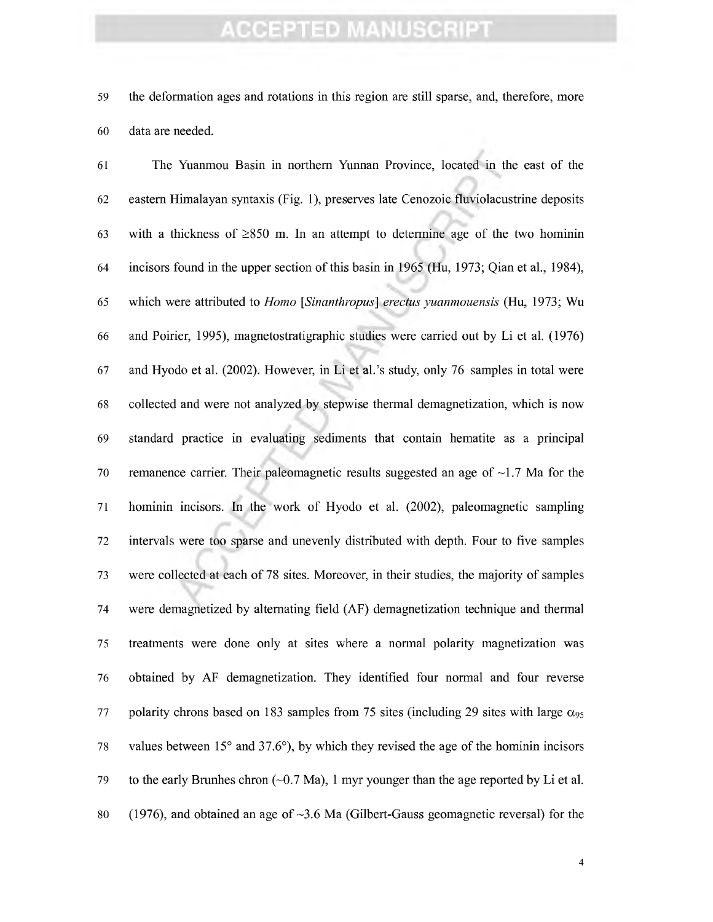the deformation ages and rotations in this region are still sparse, and, therefore, more data are needed.

The Yuanmou Basin in northern Yunnan Province, located in the east of the eastern Himalayan syntaxis (Fig. 1), preserves late Cenozoic fluviolacustrine deposits with a thickness of ≥850 m. In an attempt to determine age of the two hominin incisors found in the upper section of this basin in 1965 (Hu, 1973; Qian et al., 1984), which were attributed to *Homo* [*Sinanthropus*] *erectus yuanmouensis* (Hu, 1973; Wu and Poirier, 1995), magnetostratigraphic studies were carried out by Li et al. (1976) and Hyodo et al. (2002). However, in Li et al.'s study, only 76 samples in total were collected and were not analyzed by stepwise thermal demagnetization, which is now standard practice in evaluating sediments that contain hematite as a principal remanence carrier. Their paleomagnetic results suggested an age of ~1.7 Ma for the hominin incisors. In the work of Hyodo et al. (2002), paleomagnetic sampling intervals were too sparse and unevenly distributed with depth. Four to five samples were collected at each of 78 sites. Moreover, in their studies, the majority of samples were demagnetized by alternating field (AF) demagnetization technique and thermal treatments were done only at sites where a normal polarity magnetization was obtained by AF demagnetization. They identified four normal and four reverse polarity chrons based on 183 samples from 75 sites (including 29 sites with large $\alpha_{95}$ values between 15° and 37.6°), by which they revised the age of the hominin incisors to the early Brunhes chron (~0.7 Ma), 1 myr younger than the age reported by Li et al. (1976), and obtained an age of ~3.6 Ma (Gilbert-Gauss geomagnetic reversal) for the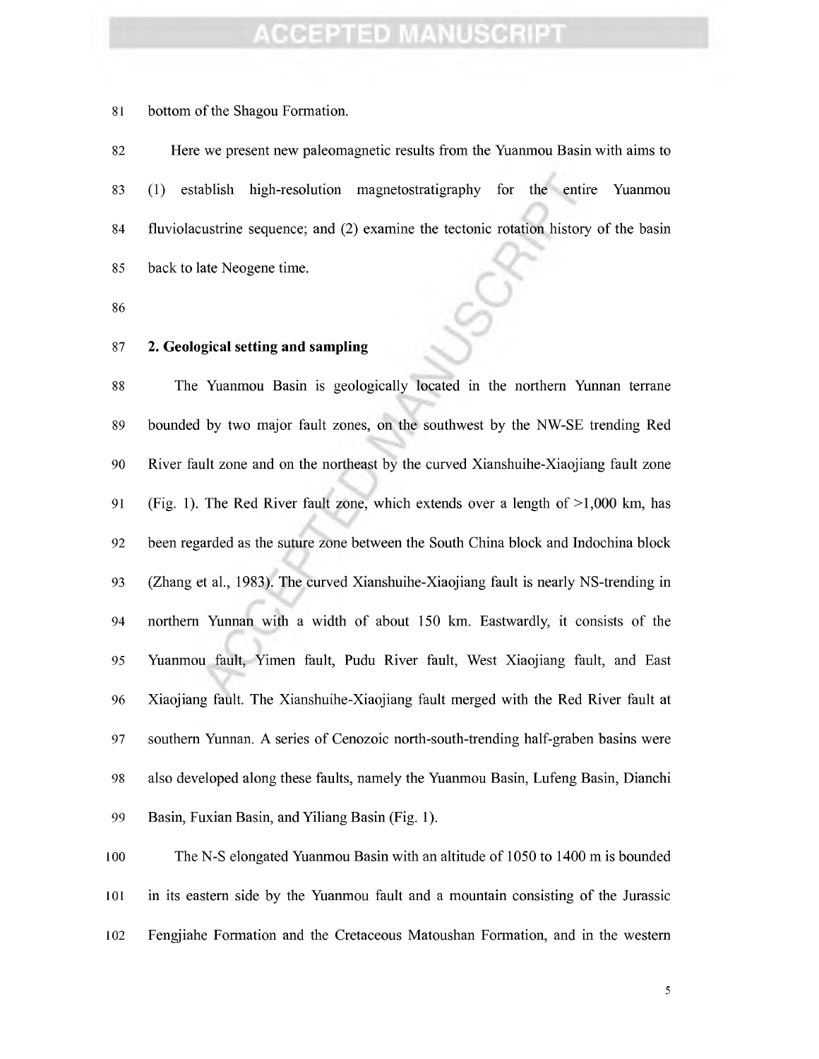bottom of the Shagou Formation.

Here we present new paleomagnetic results from the Yuanmou Basin with aims to (1) establish high-resolution magnetostratigraphy for the entire Yuanmou fluviolacustrine sequence; and (2) examine the tectonic rotation history of the basin back to late Neogene time.

## 2. Geological setting and sampling

The Yuanmou Basin is geologically located in the northern Yunnan terrane bounded by two major fault zones, on the southwest by the NW-SE trending Red River fault zone and on the northeast by the curved Xianshuihe-Xiaojiang fault zone (Fig. 1). The Red River fault zone, which extends over a length of >1,000 km, has been regarded as the suture zone between the South China block and Indochina block (Zhang et al., 1983). The curved Xianshuihe-Xiaojiang fault is nearly NS-trending in northern Yunnan with a width of about 150 km. Eastwardly, it consists of the Yuanmou fault, Yimen fault, Pudu River fault, West Xiaojiang fault, and East Xiaojiang fault. The Xianshuihe-Xiaojiang fault merged with the Red River fault at southern Yunnan. A series of Cenozoic north-south-trending half-graben basins were also developed along these faults, namely the Yuanmou Basin, Lufeng Basin, Dianchi Basin, Fuxian Basin, and Yiliang Basin (Fig. 1).

The N-S elongated Yuanmou Basin with an altitude of 1050 to 1400 m is bounded in its eastern side by the Yuanmou fault and a mountain consisting of the Jurassic Fengjiahe Formation and the Cretaceous Matoushan Formation, and in the western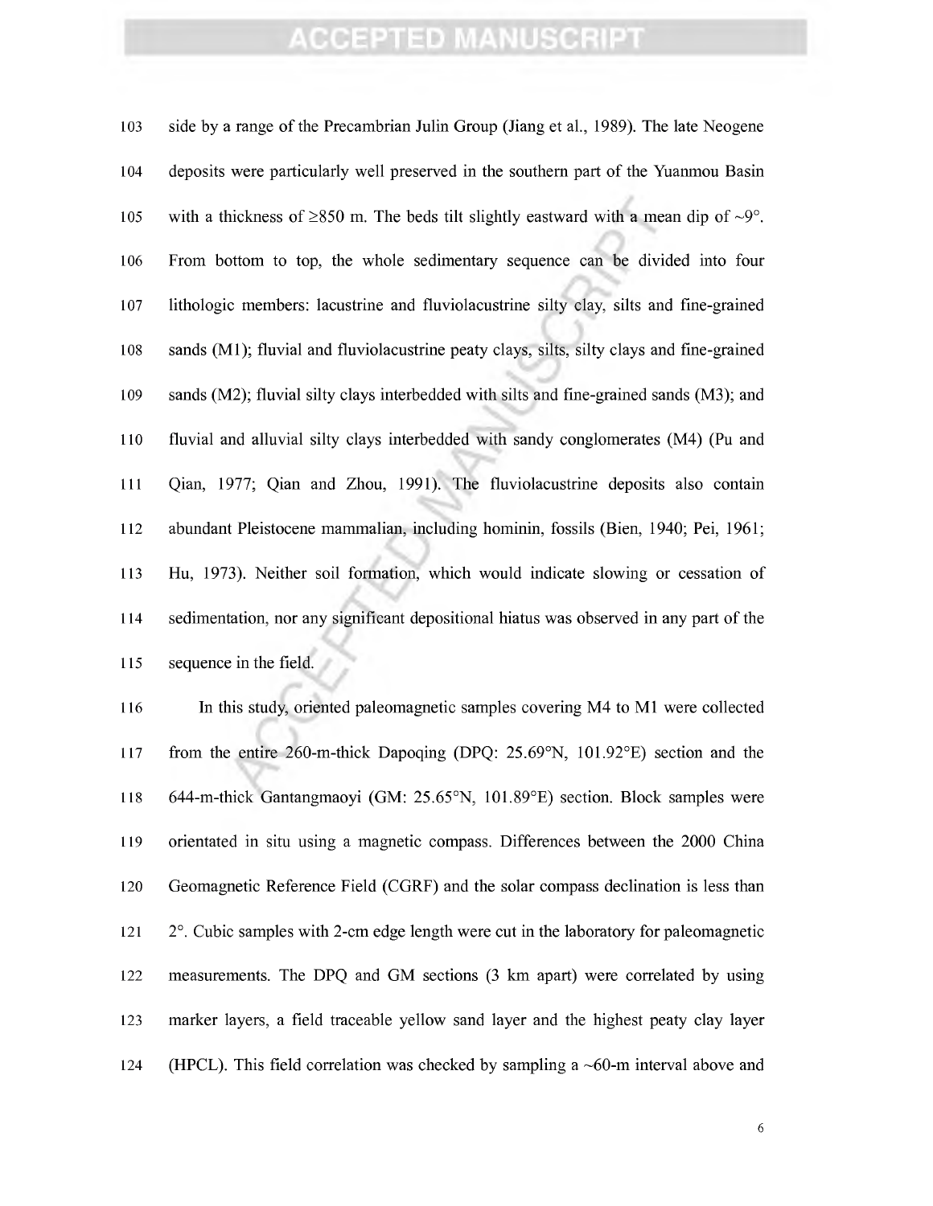side by a range of the Precambrian Julin Group (Jiang et al., 1989). The late Neogene deposits were particularly well preserved in the southern part of the Yuanmou Basin with a thickness of ≥850 m. The beds tilt slightly eastward with a mean dip of ~9°. From bottom to top, the whole sedimentary sequence can be divided into four lithologic members: lacustrine and fluviolacustrine silty clay, silts and fine-grained sands (M1); fluvial and fluviolacustrine peaty clays, silts, silty clays and fine-grained sands (M2); fluvial silty clays interbedded with silts and fine-grained sands (M3); and fluvial and alluvial silty clays interbedded with sandy conglomerates (M4) (Pu and Qian, 1977; Qian and Zhou, 1991). The fluviolacustrine deposits also contain abundant Pleistocene mammalian, including hominin, fossils (Bien, 1940; Pei, 1961; Hu, 1973). Neither soil formation, which would indicate slowing or cessation of sedimentation, nor any significant depositional hiatus was observed in any part of the sequence in the field.

In this study, oriented paleomagnetic samples covering M4 to M1 were collected from the entire 260-m-thick Dapoqing (DPQ: 25.69°N, 101.92°E) section and the 644-m-thick Gantangmaoyi (GM: 25.65°N, 101.89°E) section. Block samples were orientated in situ using a magnetic compass. Differences between the 2000 China Geomagnetic Reference Field (CGRF) and the solar compass declination is less than 2°. Cubic samples with 2-cm edge length were cut in the laboratory for paleomagnetic measurements. The DPQ and GM sections (3 km apart) were correlated by using marker layers, a field traceable yellow sand layer and the highest peaty clay layer (HPCL). This field correlation was checked by sampling a ~60-m interval above and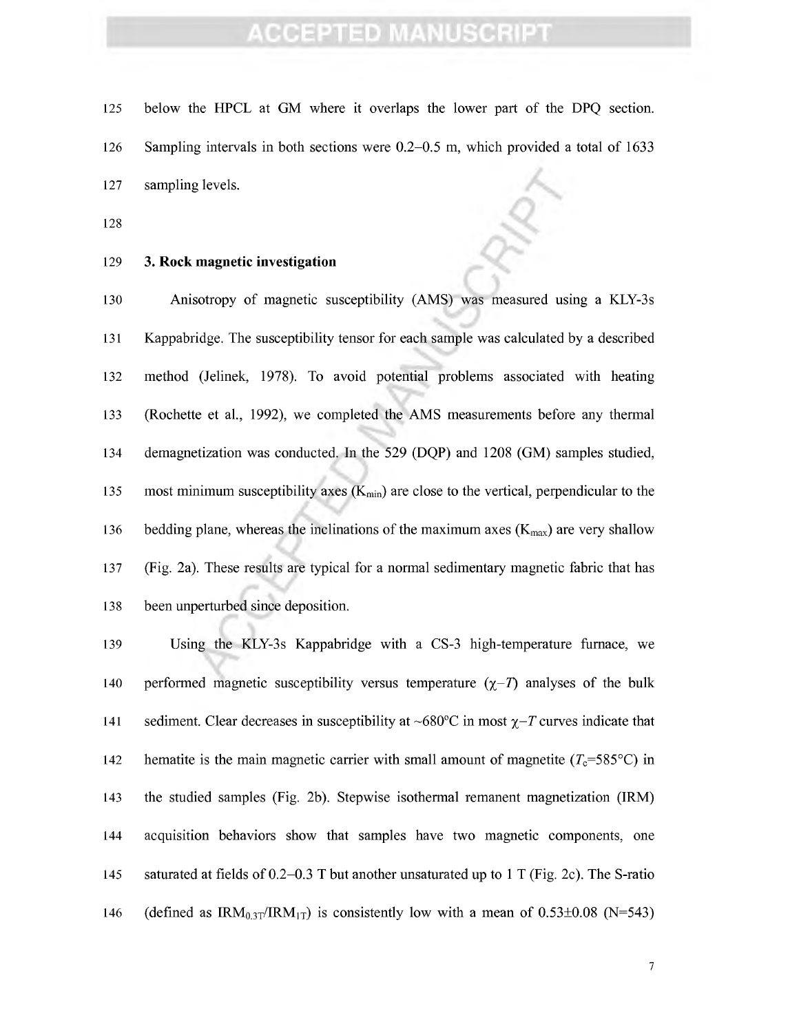below the HPCL at GM where it overlaps the lower part of the DPQ section. Sampling intervals in both sections were 0.2–0.5 m, which provided a total of 1633 sampling levels.

## 3. Rock magnetic investigation

Anisotropy of magnetic susceptibility (AMS) was measured using a KLY-3s Kappabridge. The susceptibility tensor for each sample was calculated by a described method (Jelinek, 1978). To avoid potential problems associated with heating (Rochette et al., 1992), we completed the AMS measurements before any thermal demagnetization was conducted. In the 529 (DQP) and 1208 (GM) samples studied, most minimum susceptibility axes ($K_{min}$) are close to the vertical, perpendicular to the bedding plane, whereas the inclinations of the maximum axes ($K_{max}$) are very shallow (Fig. 2a). These results are typical for a normal sedimentary magnetic fabric that has been unperturbed since deposition.

Using the KLY-3s Kappabridge with a CS-3 high-temperature furnace, we performed magnetic susceptibility versus temperature ($\chi$–$T$) analyses of the bulk sediment. Clear decreases in susceptibility at ~680°C in most $\chi$–$T$ curves indicate that hematite is the main magnetic carrier with small amount of magnetite ($T_c$=585°C) in the studied samples (Fig. 2b). Stepwise isothermal remanent magnetization (IRM) acquisition behaviors show that samples have two magnetic components, one saturated at fields of 0.2–0.3 T but another unsaturated up to 1 T (Fig. 2c). The S-ratio (defined as $IRM_{0.3T}/IRM_{1T}$) is consistently low with a mean of 0.53±0.08 (N=543)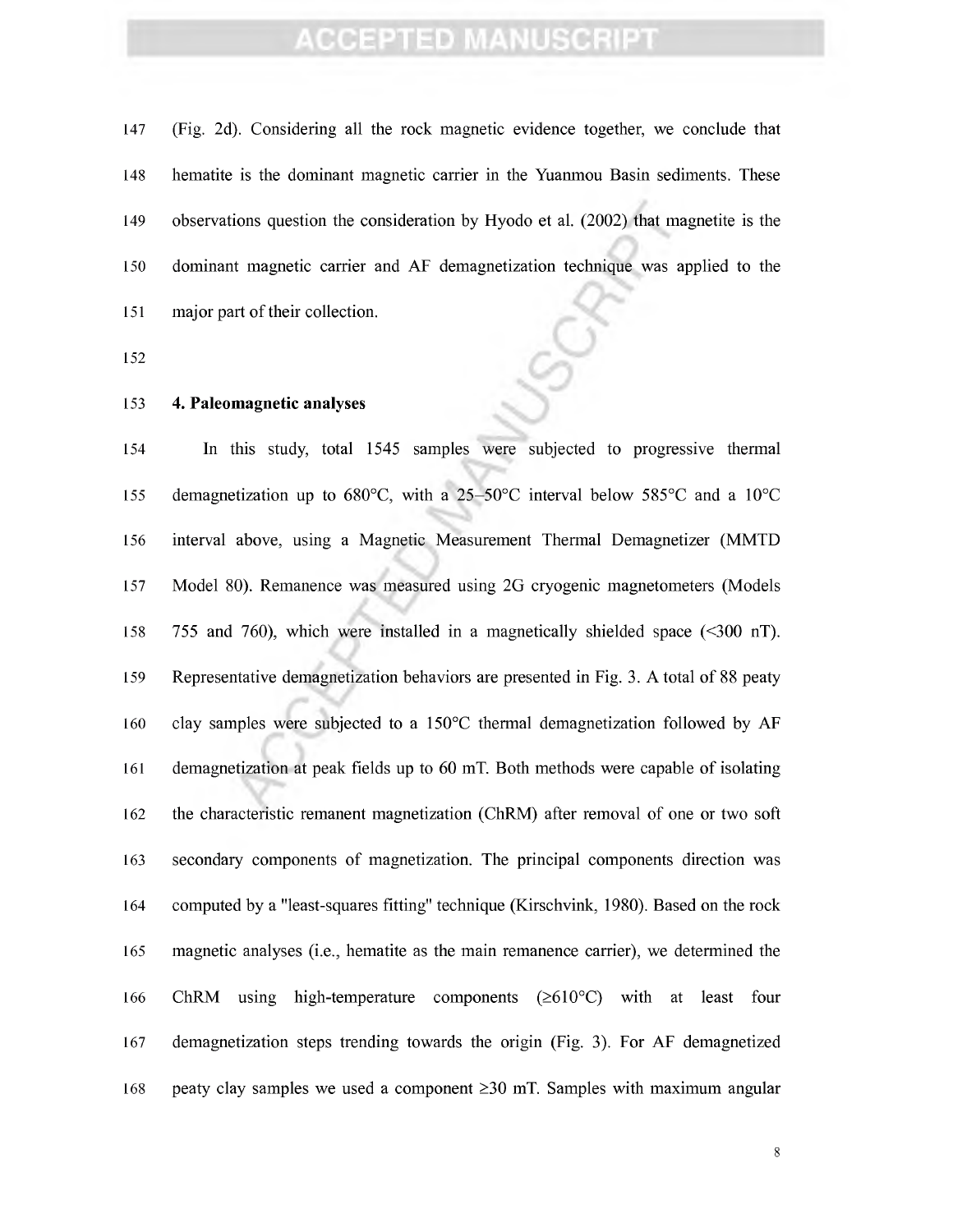(Fig. 2d). Considering all the rock magnetic evidence together, we conclude that hematite is the dominant magnetic carrier in the Yuanmou Basin sediments. These observations question the consideration by Hyodo et al. (2002) that magnetite is the dominant magnetic carrier and AF demagnetization technique was applied to the major part of their collection.

## 4. Paleomagnetic analyses

In this study, total 1545 samples were subjected to progressive thermal demagnetization up to 680°C, with a 25–50°C interval below 585°C and a 10°C interval above, using a Magnetic Measurement Thermal Demagnetizer (MMTD Model 80). Remanence was measured using 2G cryogenic magnetometers (Models 755 and 760), which were installed in a magnetically shielded space (<300 nT). Representative demagnetization behaviors are presented in Fig. 3. A total of 88 peaty clay samples were subjected to a 150°C thermal demagnetization followed by AF demagnetization at peak fields up to 60 mT. Both methods were capable of isolating the characteristic remanent magnetization (ChRM) after removal of one or two soft secondary components of magnetization. The principal components direction was computed by a "least-squares fitting" technique (Kirschvink, 1980). Based on the rock magnetic analyses (i.e., hematite as the main remanence carrier), we determined the ChRM using high-temperature components (≥610°C) with at least four demagnetization steps trending towards the origin (Fig. 3). For AF demagnetized peaty clay samples we used a component ≥30 mT. Samples with maximum angular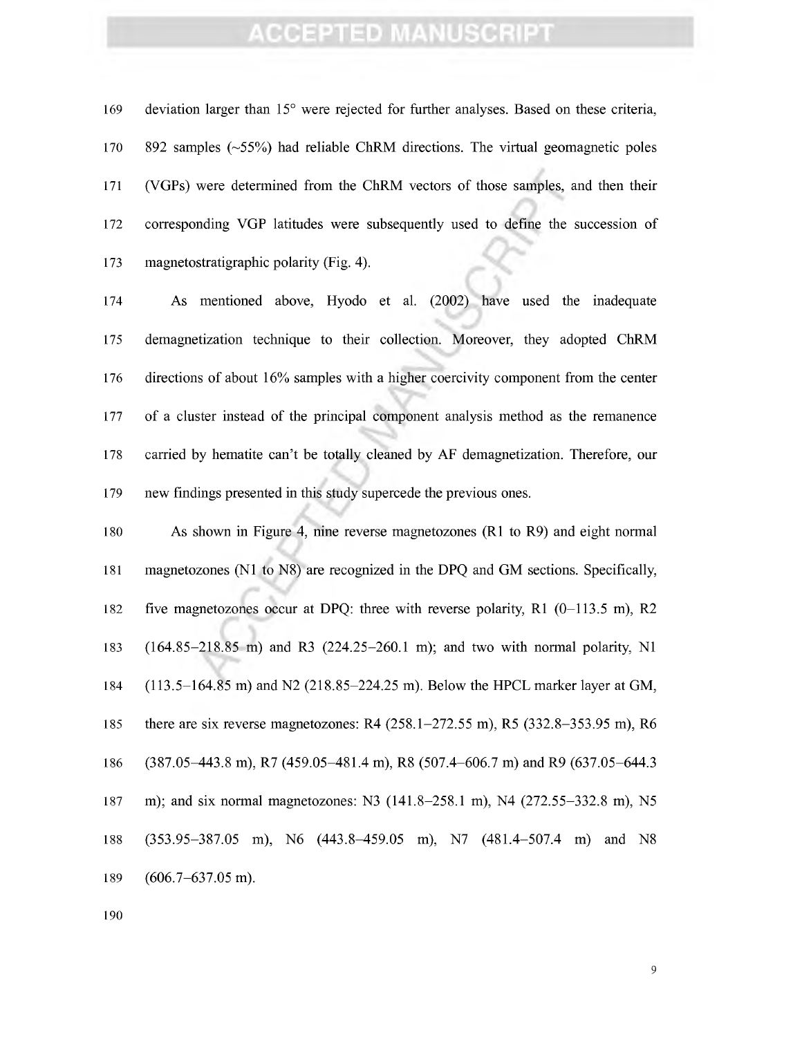deviation larger than 15° were rejected for further analyses. Based on these criteria, 892 samples (~55%) had reliable ChRM directions. The virtual geomagnetic poles (VGPs) were determined from the ChRM vectors of those samples, and then their corresponding VGP latitudes were subsequently used to define the succession of magnetostratigraphic polarity (Fig. 4).

As mentioned above, Hyodo et al. (2002) have used the inadequate demagnetization technique to their collection. Moreover, they adopted ChRM directions of about 16% samples with a higher coercivity component from the center of a cluster instead of the principal component analysis method as the remanence carried by hematite can't be totally cleaned by AF demagnetization. Therefore, our new findings presented in this study supercede the previous ones.

As shown in Figure 4, nine reverse magnetozones (R1 to R9) and eight normal magnetozones (N1 to N8) are recognized in the DPQ and GM sections. Specifically, five magnetozones occur at DPQ: three with reverse polarity, R1 (0–113.5 m), R2 (164.85–218.85 m) and R3 (224.25–260.1 m); and two with normal polarity, N1 (113.5–164.85 m) and N2 (218.85–224.25 m). Below the HPCL marker layer at GM, there are six reverse magnetozones: R4 (258.1–272.55 m), R5 (332.8–353.95 m), R6 (387.05–443.8 m), R7 (459.05–481.4 m), R8 (507.4–606.7 m) and R9 (637.05–644.3 m); and six normal magnetozones: N3 (141.8–258.1 m), N4 (272.55–332.8 m), N5 (353.95–387.05 m), N6 (443.8–459.05 m), N7 (481.4–507.4 m) and N8 (606.7–637.05 m).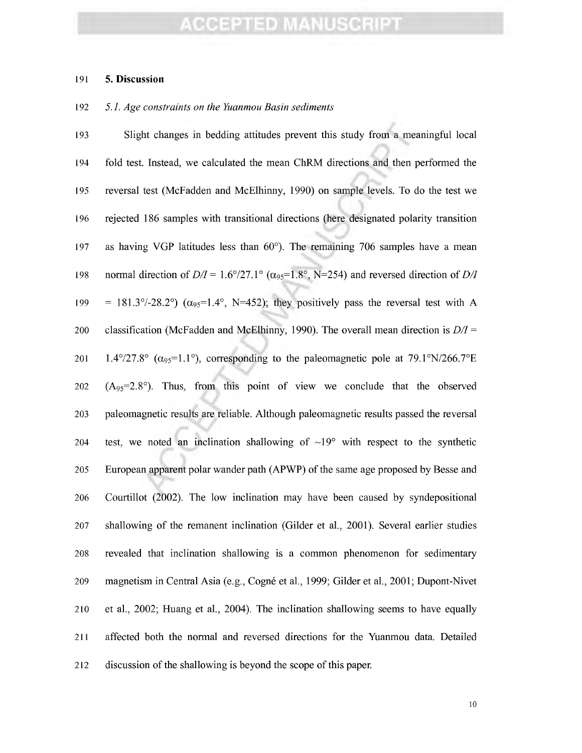## 5. Discussion

### *5.1. Age constraints on the Yuanmou Basin sediments*

Slight changes in bedding attitudes prevent this study from a meaningful local fold test. Instead, we calculated the mean ChRM directions and then performed the reversal test (McFadden and McElhinny, 1990) on sample levels. To do the test we rejected 186 samples with transitional directions (here designated polarity transition as having VGP latitudes less than 60°). The remaining 706 samples have a mean normal direction of *D/I* = 1.6°/27.1° ($\alpha_{95}$=1.8°, N=254) and reversed direction of *D/I* = 181.3°/-28.2°) ($\alpha_{95}$=1.4°, N=452); they positively pass the reversal test with A classification (McFadden and McElhinny, 1990). The overall mean direction is *D/I* = 1.4°/27.8° ($\alpha_{95}$=1.1°), corresponding to the paleomagnetic pole at 79.1°N/266.7°E ($A_{95}$=2.8°). Thus, from this point of view we conclude that the observed paleomagnetic results are reliable. Although paleomagnetic results passed the reversal test, we noted an inclination shallowing of ~19° with respect to the synthetic European apparent polar wander path (APWP) of the same age proposed by Besse and Courtillot (2002). The low inclination may have been caused by syndepositional shallowing of the remanent inclination (Gilder et al., 2001). Several earlier studies revealed that inclination shallowing is a common phenomenon for sedimentary magnetism in Central Asia (e.g., Cogné et al., 1999; Gilder et al., 2001; Dupont-Nivet et al., 2002; Huang et al., 2004). The inclination shallowing seems to have equally affected both the normal and reversed directions for the Yuanmou data. Detailed discussion of the shallowing is beyond the scope of this paper.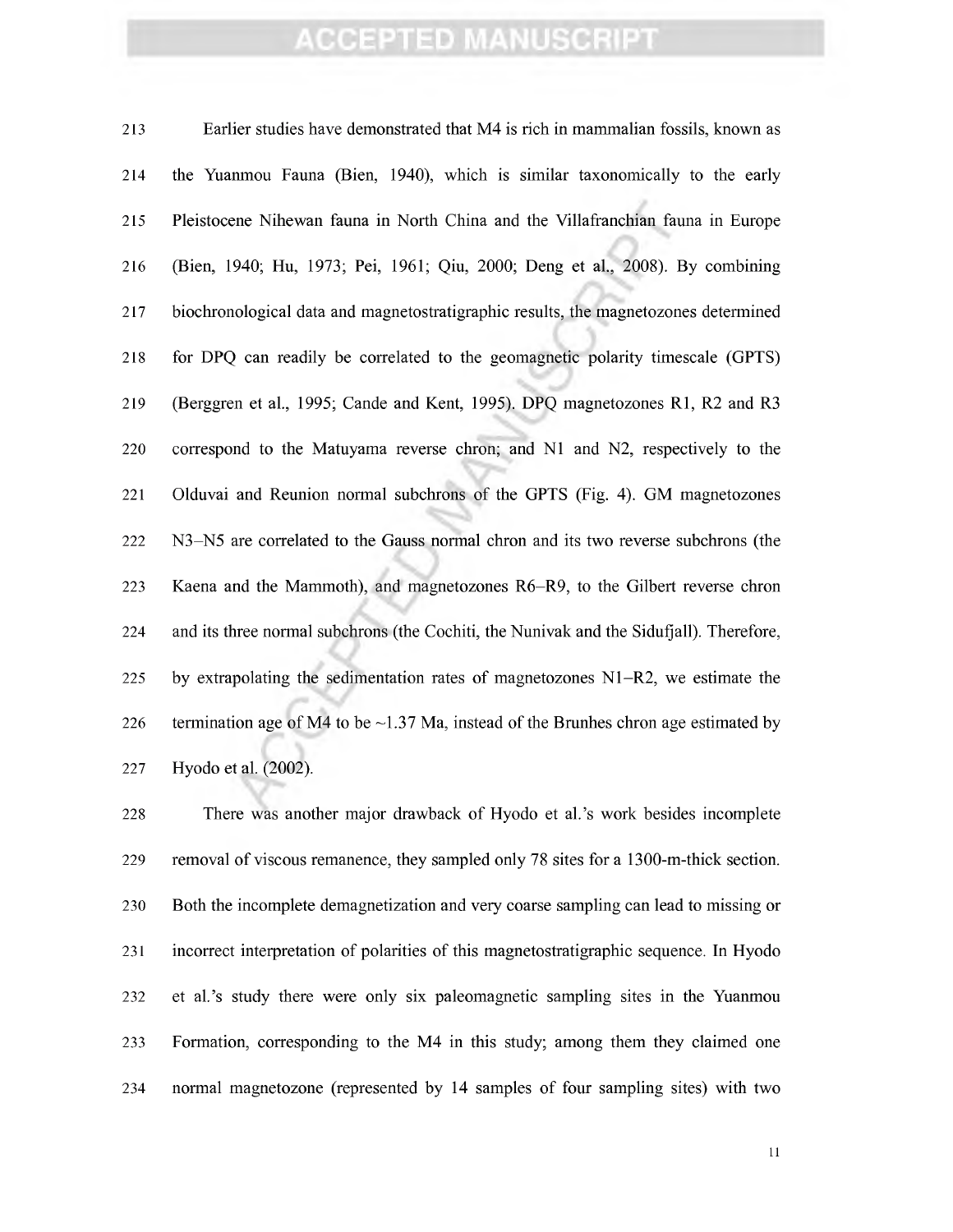Earlier studies have demonstrated that M4 is rich in mammalian fossils, known as the Yuanmou Fauna (Bien, 1940), which is similar taxonomically to the early Pleistocene Nihewan fauna in North China and the Villafranchian fauna in Europe (Bien, 1940; Hu, 1973; Pei, 1961; Qiu, 2000; Deng et al., 2008). By combining biochronological data and magnetostratigraphic results, the magnetozones determined for DPQ can readily be correlated to the geomagnetic polarity timescale (GPTS) (Berggren et al., 1995; Cande and Kent, 1995). DPQ magnetozones R1, R2 and R3 correspond to the Matuyama reverse chron; and N1 and N2, respectively to the Olduvai and Reunion normal subchrons of the GPTS (Fig. 4). GM magnetozones N3–N5 are correlated to the Gauss normal chron and its two reverse subchrons (the Kaena and the Mammoth), and magnetozones R6–R9, to the Gilbert reverse chron and its three normal subchrons (the Cochiti, the Nunivak and the Sidufjall). Therefore, by extrapolating the sedimentation rates of magnetozones N1–R2, we estimate the termination age of M4 to be ~1.37 Ma, instead of the Brunhes chron age estimated by Hyodo et al. (2002).

There was another major drawback of Hyodo et al.'s work besides incomplete removal of viscous remanence, they sampled only 78 sites for a 1300-m-thick section. Both the incomplete demagnetization and very coarse sampling can lead to missing or incorrect interpretation of polarities of this magnetostratigraphic sequence. In Hyodo et al.'s study there were only six paleomagnetic sampling sites in the Yuanmou Formation, corresponding to the M4 in this study; among them they claimed one normal magnetozone (represented by 14 samples of four sampling sites) with two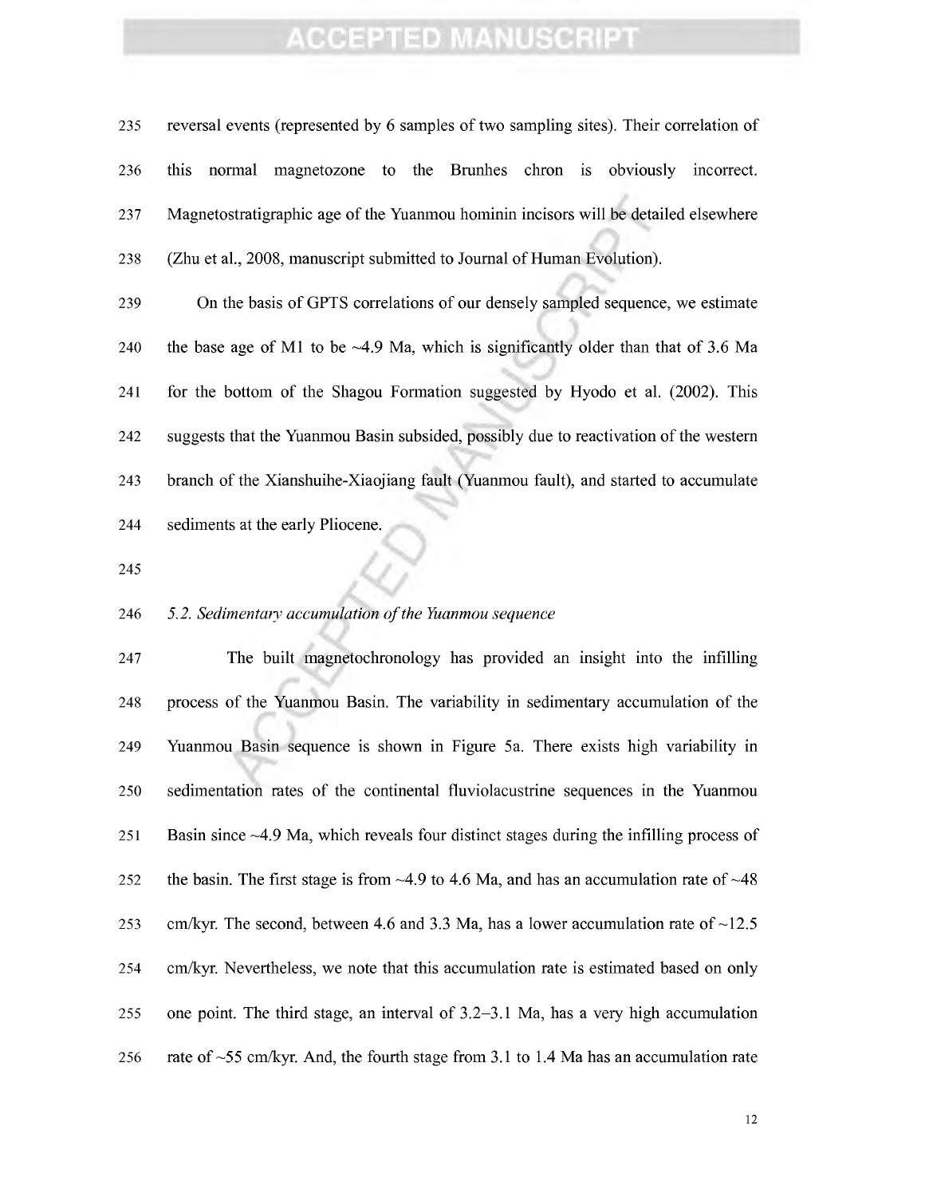reversal events (represented by 6 samples of two sampling sites). Their correlation of this normal magnetozone to the Brunhes chron is obviously incorrect. Magnetostratigraphic age of the Yuanmou hominin incisors will be detailed elsewhere (Zhu et al., 2008, manuscript submitted to Journal of Human Evolution).

On the basis of GPTS correlations of our densely sampled sequence, we estimate the base age of M1 to be ~4.9 Ma, which is significantly older than that of 3.6 Ma for the bottom of the Shagou Formation suggested by Hyodo et al. (2002). This suggests that the Yuanmou Basin subsided, possibly due to reactivation of the western branch of the Xianshuihe-Xiaojiang fault (Yuanmou fault), and started to accumulate sediments at the early Pliocene.

### *5.2. Sedimentary accumulation of the Yuanmou sequence*

The built magnetochronology has provided an insight into the infilling process of the Yuanmou Basin. The variability in sedimentary accumulation of the Yuanmou Basin sequence is shown in Figure 5a. There exists high variability in sedimentation rates of the continental fluviolacustrine sequences in the Yuanmou Basin since ~4.9 Ma, which reveals four distinct stages during the infilling process of the basin. The first stage is from ~4.9 to 4.6 Ma, and has an accumulation rate of ~48 cm/kyr. The second, between 4.6 and 3.3 Ma, has a lower accumulation rate of ~12.5 cm/kyr. Nevertheless, we note that this accumulation rate is estimated based on only one point. The third stage, an interval of 3.2–3.1 Ma, has a very high accumulation rate of ~55 cm/kyr. And, the fourth stage from 3.1 to 1.4 Ma has an accumulation rate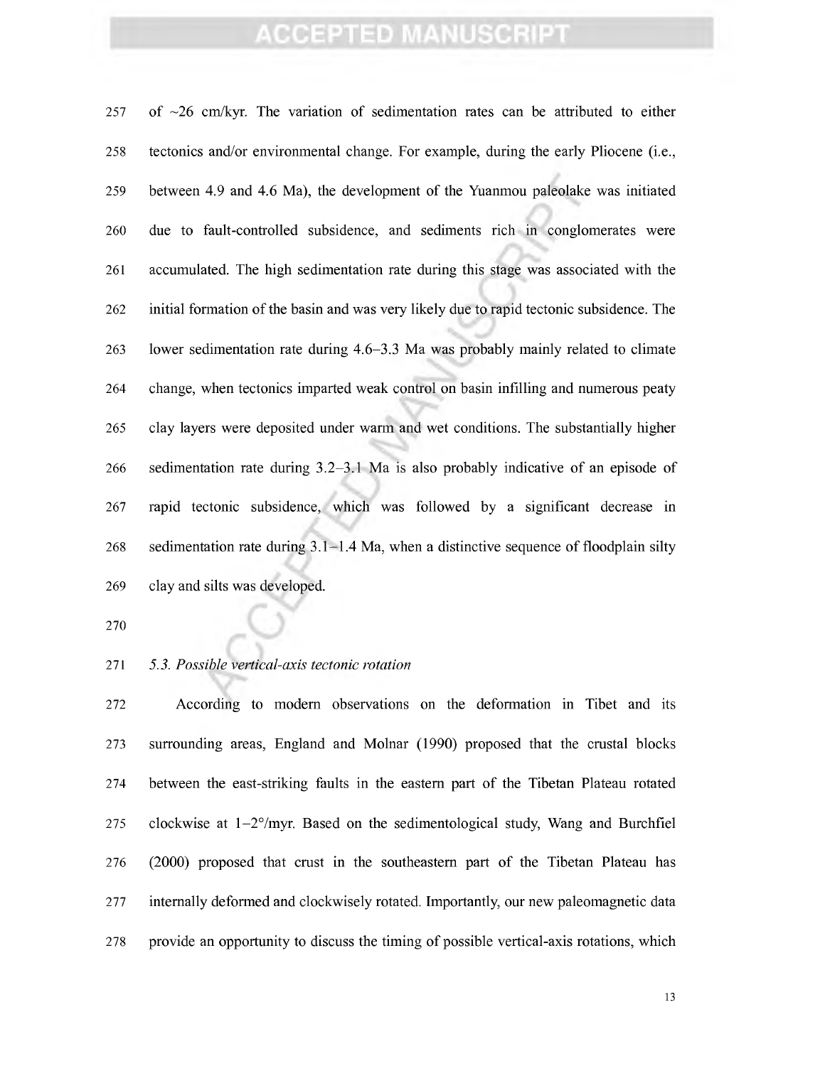of ~26 cm/kyr. The variation of sedimentation rates can be attributed to either tectonics and/or environmental change. For example, during the early Pliocene (i.e., between 4.9 and 4.6 Ma), the development of the Yuanmou paleolake was initiated due to fault-controlled subsidence, and sediments rich in conglomerates were accumulated. The high sedimentation rate during this stage was associated with the initial formation of the basin and was very likely due to rapid tectonic subsidence. The lower sedimentation rate during 4.6–3.3 Ma was probably mainly related to climate change, when tectonics imparted weak control on basin infilling and numerous peaty clay layers were deposited under warm and wet conditions. The substantially higher sedimentation rate during 3.2–3.1 Ma is also probably indicative of an episode of rapid tectonic subsidence, which was followed by a significant decrease in sedimentation rate during 3.1–1.4 Ma, when a distinctive sequence of floodplain silty clay and silts was developed.

### *5.3. Possible vertical-axis tectonic rotation*

According to modern observations on the deformation in Tibet and its surrounding areas, England and Molnar (1990) proposed that the crustal blocks between the east-striking faults in the eastern part of the Tibetan Plateau rotated clockwise at 1–2°/myr. Based on the sedimentological study, Wang and Burchfiel (2000) proposed that crust in the southeastern part of the Tibetan Plateau has internally deformed and clockwisely rotated. Importantly, our new paleomagnetic data provide an opportunity to discuss the timing of possible vertical-axis rotations, which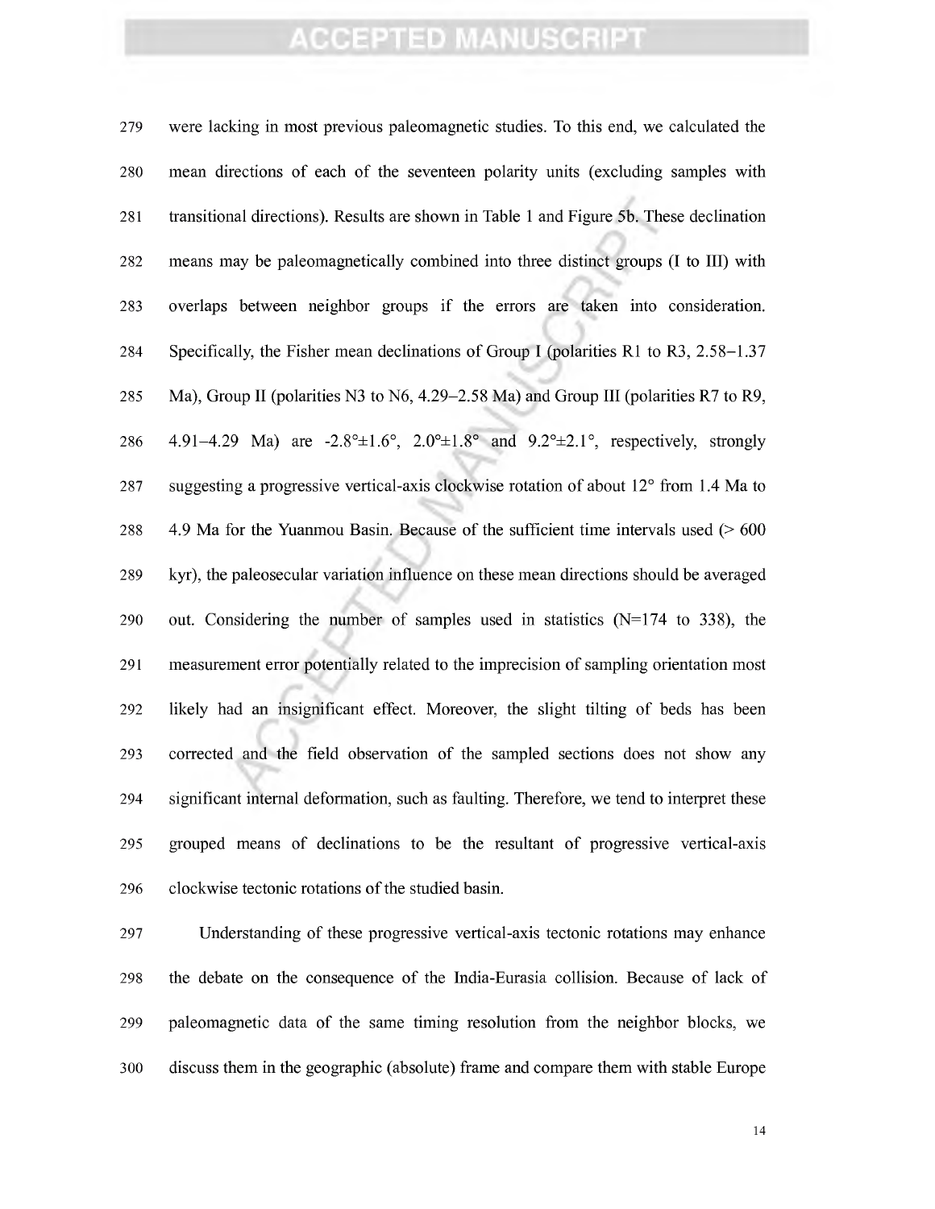were lacking in most previous paleomagnetic studies. To this end, we calculated the mean directions of each of the seventeen polarity units (excluding samples with transitional directions). Results are shown in Table 1 and Figure 5b. These declination means may be paleomagnetically combined into three distinct groups (I to III) with overlaps between neighbor groups if the errors are taken into consideration. Specifically, the Fisher mean declinations of Group I (polarities R1 to R3, 2.58−1.37 Ma), Group II (polarities N3 to N6, 4.29–2.58 Ma) and Group III (polarities R7 to R9, 4.91–4.29 Ma) are -2.8°±1.6°, 2.0°±1.8° and 9.2°±2.1°, respectively, strongly suggesting a progressive vertical-axis clockwise rotation of about 12° from 1.4 Ma to 4.9 Ma for the Yuanmou Basin. Because of the sufficient time intervals used (> 600 kyr), the paleosecular variation influence on these mean directions should be averaged out. Considering the number of samples used in statistics (N=174 to 338), the measurement error potentially related to the imprecision of sampling orientation most likely had an insignificant effect. Moreover, the slight tilting of beds has been corrected and the field observation of the sampled sections does not show any significant internal deformation, such as faulting. Therefore, we tend to interpret these grouped means of declinations to be the resultant of progressive vertical-axis clockwise tectonic rotations of the studied basin.

Understanding of these progressive vertical-axis tectonic rotations may enhance the debate on the consequence of the India-Eurasia collision. Because of lack of paleomagnetic data of the same timing resolution from the neighbor blocks, we discuss them in the geographic (absolute) frame and compare them with stable Europe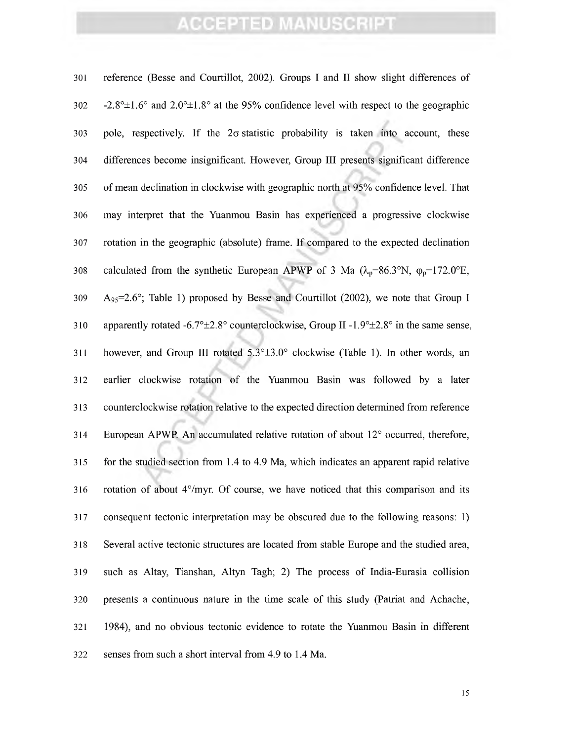reference (Besse and Courtillot, 2002). Groups I and II show slight differences of $-2.8° \pm 1.6°$ and $2.0° \pm 1.8°$ at the 95% confidence level with respect to the geographic pole, respectively. If the $2\sigma$ statistic probability is taken into account, these differences become insignificant. However, Group III presents significant difference of mean declination in clockwise with geographic north at 95% confidence level. That may interpret that the Yuanmou Basin has experienced a progressive clockwise rotation in the geographic (absolute) frame. If compared to the expected declination calculated from the synthetic European APWP of 3 Ma ($\lambda_p$=86.3°N, $\varphi_p$=172.0°E, $A_{95}$=2.6°; Table 1) proposed by Besse and Courtillot (2002), we note that Group I apparently rotated $-6.7° \pm 2.8°$ counterclockwise, Group II $-1.9° \pm 2.8°$ in the same sense, however, and Group III rotated $5.3° \pm 3.0°$ clockwise (Table 1). In other words, an earlier clockwise rotation of the Yuanmou Basin was followed by a later counterclockwise rotation relative to the expected direction determined from reference European APWP. An accumulated relative rotation of about 12° occurred, therefore, for the studied section from 1.4 to 4.9 Ma, which indicates an apparent rapid relative rotation of about 4°/myr. Of course, we have noticed that this comparison and its consequent tectonic interpretation may be obscured due to the following reasons: 1) Several active tectonic structures are located from stable Europe and the studied area, such as Altay, Tianshan, Altyn Tagh; 2) The process of India-Eurasia collision presents a continuous nature in the time scale of this study (Patriat and Achache, 1984), and no obvious tectonic evidence to rotate the Yuanmou Basin in different senses from such a short interval from 4.9 to 1.4 Ma.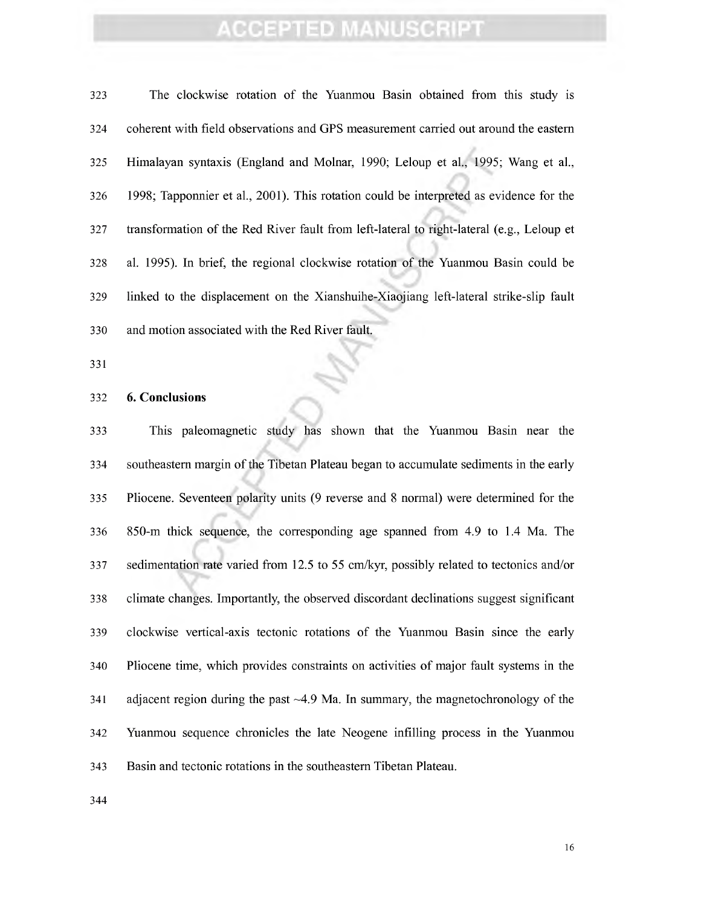The clockwise rotation of the Yuanmou Basin obtained from this study is coherent with field observations and GPS measurement carried out around the eastern Himalayan syntaxis (England and Molnar, 1990; Leloup et al., 1995; Wang et al., 1998; Tapponnier et al., 2001). This rotation could be interpreted as evidence for the transformation of the Red River fault from left-lateral to right-lateral (e.g., Leloup et al. 1995). In brief, the regional clockwise rotation of the Yuanmou Basin could be linked to the displacement on the Xianshuihe-Xiaojiang left-lateral strike-slip fault and motion associated with the Red River fault.

## 6. Conclusions

This paleomagnetic study has shown that the Yuanmou Basin near the southeastern margin of the Tibetan Plateau began to accumulate sediments in the early Pliocene. Seventeen polarity units (9 reverse and 8 normal) were determined for the 850-m thick sequence, the corresponding age spanned from 4.9 to 1.4 Ma. The sedimentation rate varied from 12.5 to 55 cm/kyr, possibly related to tectonics and/or climate changes. Importantly, the observed discordant declinations suggest significant clockwise vertical-axis tectonic rotations of the Yuanmou Basin since the early Pliocene time, which provides constraints on activities of major fault systems in the adjacent region during the past ~4.9 Ma. In summary, the magnetochronology of the Yuanmou sequence chronicles the late Neogene infilling process in the Yuanmou Basin and tectonic rotations in the southeastern Tibetan Plateau.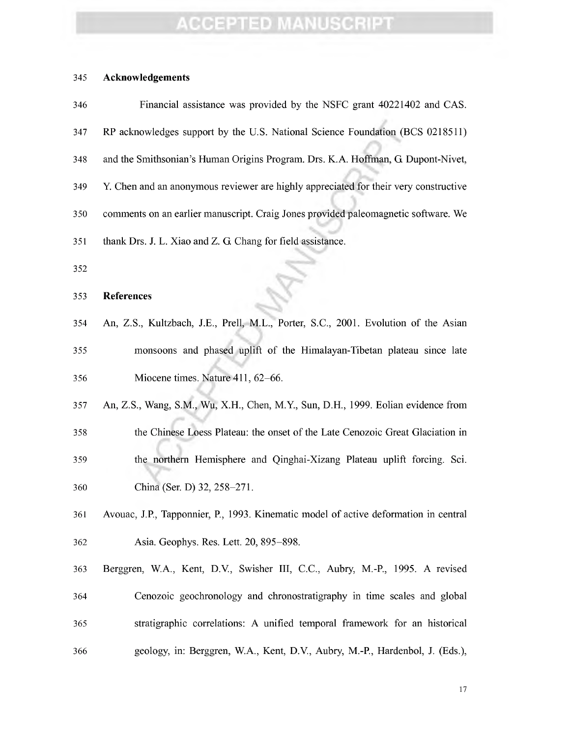## Acknowledgements

Financial assistance was provided by the NSFC grant 40221402 and CAS. RP acknowledges support by the U.S. National Science Foundation (BCS 0218511) and the Smithsonian's Human Origins Program. Drs. K.A. Hoffman, G. Dupont-Nivet, Y. Chen and an anonymous reviewer are highly appreciated for their very constructive comments on an earlier manuscript. Craig Jones provided paleomagnetic software. We thank Drs. J. L. Xiao and Z. G. Chang for field assistance.

## References

An, Z.S., Kultzbach, J.E., Prell, M.L., Porter, S.C., 2001. Evolution of the Asian monsoons and phased uplift of the Himalayan-Tibetan plateau since late Miocene times. Nature 411, 62–66.

An, Z.S., Wang, S.M., Wu, X.H., Chen, M.Y., Sun, D.H., 1999. Eolian evidence from the Chinese Loess Plateau: the onset of the Late Cenozoic Great Glaciation in the northern Hemisphere and Qinghai-Xizang Plateau uplift forcing. Sci. China (Ser. D) 32, 258–271.

Avouac, J.P., Tapponnier, P., 1993. Kinematic model of active deformation in central Asia. Geophys. Res. Lett. 20, 895–898.

Berggren, W.A., Kent, D.V., Swisher III, C.C., Aubry, M.-P., 1995. A revised Cenozoic geochronology and chronostratigraphy in time scales and global stratigraphic correlations: A unified temporal framework for an historical geology, in: Berggren, W.A., Kent, D.V., Aubry, M.-P., Hardenbol, J. (Eds.),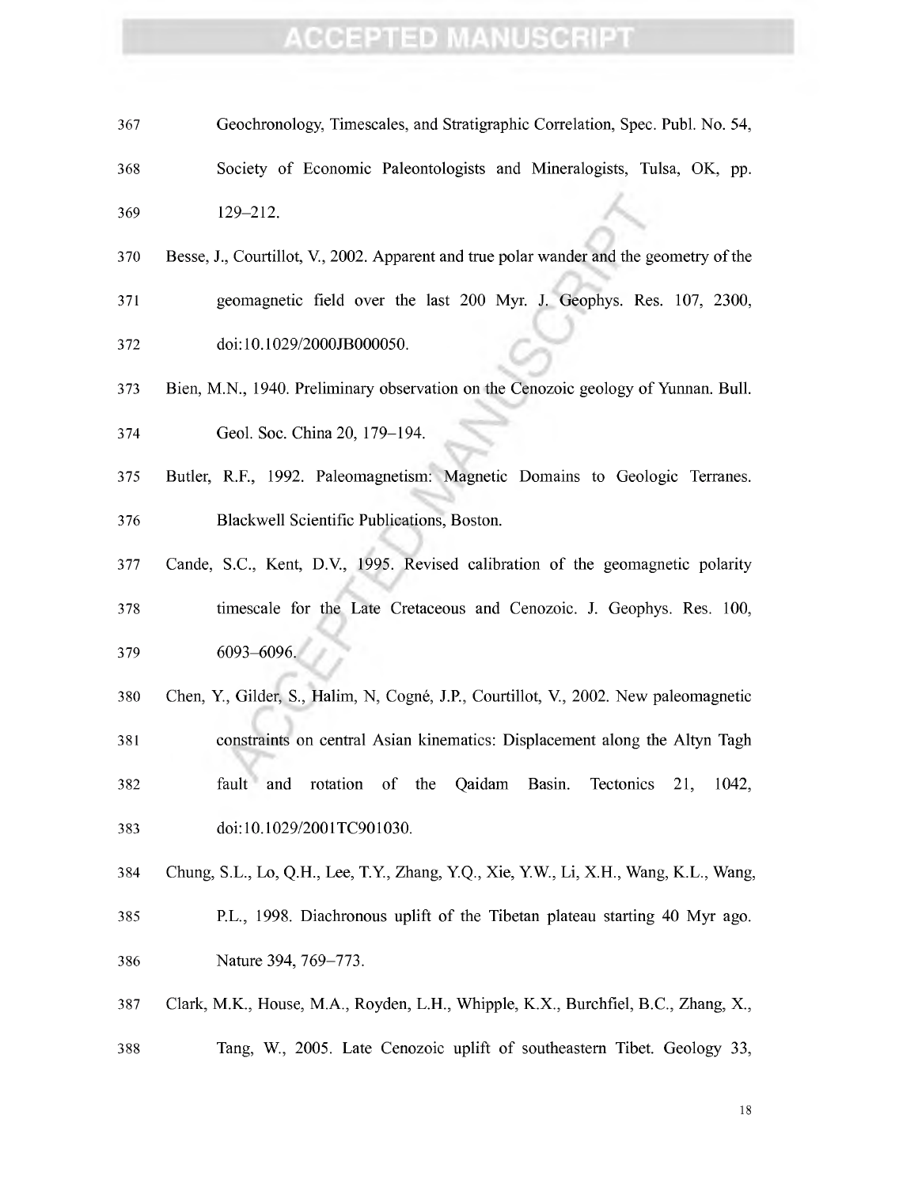Geochronology, Timescales, and Stratigraphic Correlation, Spec. Publ. No. 54, Society of Economic Paleontologists and Mineralogists, Tulsa, OK, pp. 129–212.

Besse, J., Courtillot, V., 2002. Apparent and true polar wander and the geometry of the geomagnetic field over the last 200 Myr. J. Geophys. Res. 107, 2300, doi:10.1029/2000JB000050.

Bien, M.N., 1940. Preliminary observation on the Cenozoic geology of Yunnan. Bull. Geol. Soc. China 20, 179–194.

Butler, R.F., 1992. Paleomagnetism: Magnetic Domains to Geologic Terranes. Blackwell Scientific Publications, Boston.

Cande, S.C., Kent, D.V., 1995. Revised calibration of the geomagnetic polarity timescale for the Late Cretaceous and Cenozoic. J. Geophys. Res. 100, 6093–6096.

Chen, Y., Gilder, S., Halim, N, Cogné, J.P., Courtillot, V., 2002. New paleomagnetic constraints on central Asian kinematics: Displacement along the Altyn Tagh fault and rotation of the Qaidam Basin. Tectonics 21, 1042, doi:10.1029/2001TC901030.

Chung, S.L., Lo, Q.H., Lee, T.Y., Zhang, Y.Q., Xie, Y.W., Li, X.H., Wang, K.L., Wang, P.L., 1998. Diachronous uplift of the Tibetan plateau starting 40 Myr ago. Nature 394, 769–773.

Clark, M.K., House, M.A., Royden, L.H., Whipple, K.X., Burchfiel, B.C., Zhang, X., Tang, W., 2005. Late Cenozoic uplift of southeastern Tibet. Geology 33,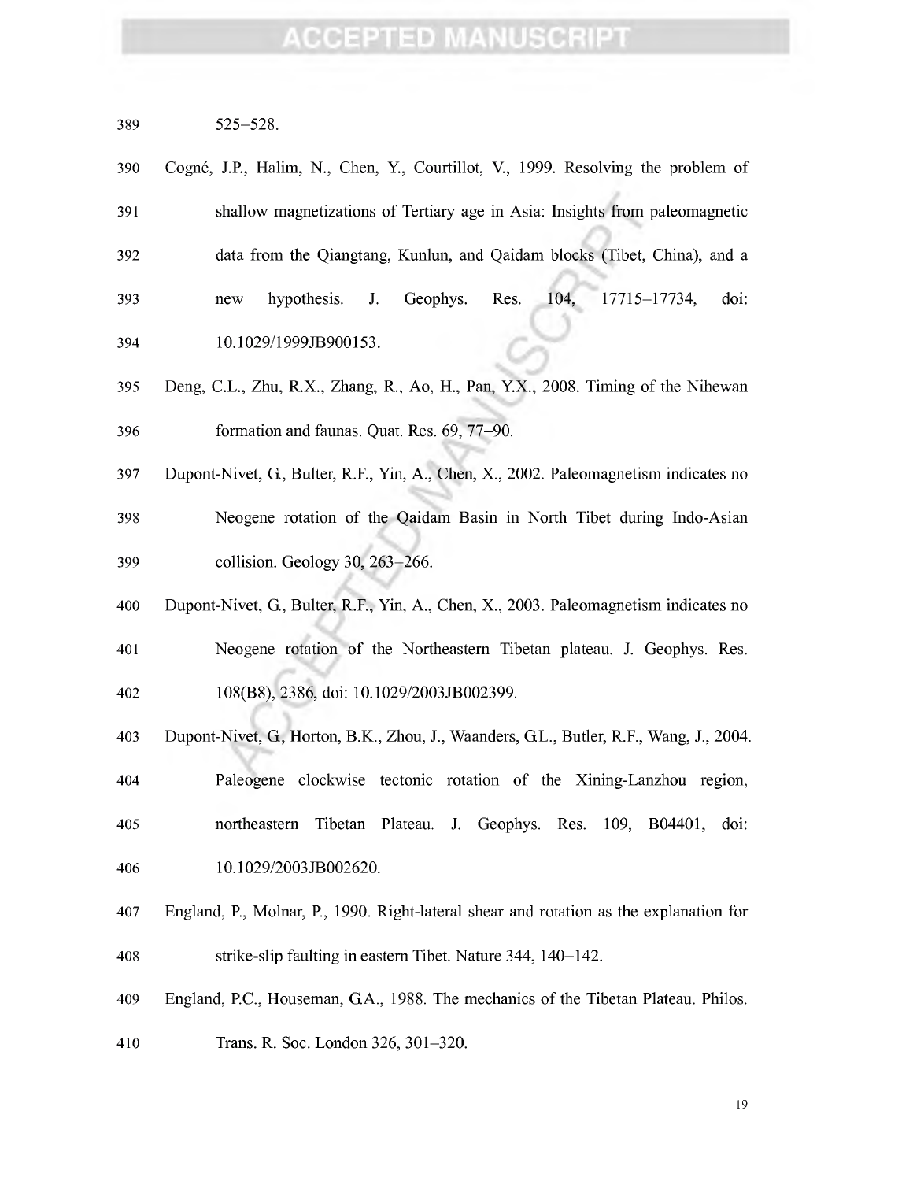525–528.

Cogné, J.P., Halim, N., Chen, Y., Courtillot, V., 1999. Resolving the problem of shallow magnetizations of Tertiary age in Asia: Insights from paleomagnetic data from the Qiangtang, Kunlun, and Qaidam blocks (Tibet, China), and a new hypothesis. J. Geophys. Res. 104, 17715–17734, doi: 10.1029/1999JB900153.

Deng, C.L., Zhu, R.X., Zhang, R., Ao, H., Pan, Y.X., 2008. Timing of the Nihewan formation and faunas. Quat. Res. 69, 77–90.

Dupont-Nivet, G., Bulter, R.F., Yin, A., Chen, X., 2002. Paleomagnetism indicates no Neogene rotation of the Qaidam Basin in North Tibet during Indo-Asian collision. Geology 30, 263–266.

Dupont-Nivet, G., Bulter, R.F., Yin, A., Chen, X., 2003. Paleomagnetism indicates no Neogene rotation of the Northeastern Tibetan plateau. J. Geophys. Res. 108(B8), 2386, doi: 10.1029/2003JB002399.

Dupont-Nivet, G., Horton, B.K., Zhou, J., Waanders, G.L., Butler, R.F., Wang, J., 2004. Paleogene clockwise tectonic rotation of the Xining-Lanzhou region, northeastern Tibetan Plateau. J. Geophys. Res. 109, B04401, doi: 10.1029/2003JB002620.

England, P., Molnar, P., 1990. Right-lateral shear and rotation as the explanation for strike-slip faulting in eastern Tibet. Nature 344, 140–142.

England, P.C., Houseman, G.A., 1988. The mechanics of the Tibetan Plateau. Philos. Trans. R. Soc. London 326, 301–320.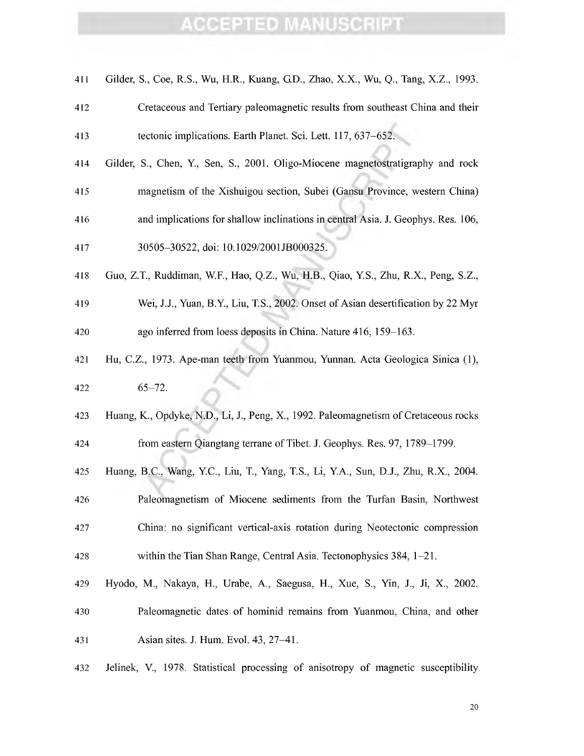Gilder, S., Coe, R.S., Wu, H.R., Kuang, G.D., Zhao, X.X., Wu, Q., Tang, X.Z., 1993. Cretaceous and Tertiary paleomagnetic results from southeast China and their tectonic implications. Earth Planet. Sci. Lett. 117, 637–652.

Gilder, S., Chen, Y., Sen, S., 2001. Oligo-Miocene magnetostratigraphy and rock magnetism of the Xishuigou section, Subei (Gansu Province, western China) and implications for shallow inclinations in central Asia. J. Geophys. Res. 106, 30505–30522, doi: 10.1029/2001JB000325.

Guo, Z.T., Ruddiman, W.F., Hao, Q.Z., Wu, H.B., Qiao, Y.S., Zhu, R.X., Peng, S.Z., Wei, J.J., Yuan, B.Y., Liu, T.S., 2002. Onset of Asian desertification by 22 Myr ago inferred from loess deposits in China. Nature 416, 159–163.

Hu, C.Z., 1973. Ape-man teeth from Yuanmou, Yunnan. Acta Geologica Sinica (1), 65–72.

Huang, K., Opdyke, N.D., Li, J., Peng, X., 1992. Paleomagnetism of Cretaceous rocks from eastern Qiangtang terrane of Tibet. J. Geophys. Res. 97, 1789–1799.

Huang, B.C., Wang, Y.C., Liu, T., Yang, T.S., Li, Y.A., Sun, D.J., Zhu, R.X., 2004. Paleomagnetism of Miocene sediments from the Turfan Basin, Northwest China: no significant vertical-axis rotation during Neotectonic compression within the Tian Shan Range, Central Asia. Tectonophysics 384, 1–21.

Hyodo, M., Nakaya, H., Urabe, A., Saegusa, H., Xue, S., Yin, J., Ji, X., 2002. Paleomagnetic dates of hominid remains from Yuanmou, China, and other Asian sites. J. Hum. Evol. 43, 27–41.

Jelinek, V., 1978. Statistical processing of anisotropy of magnetic susceptibility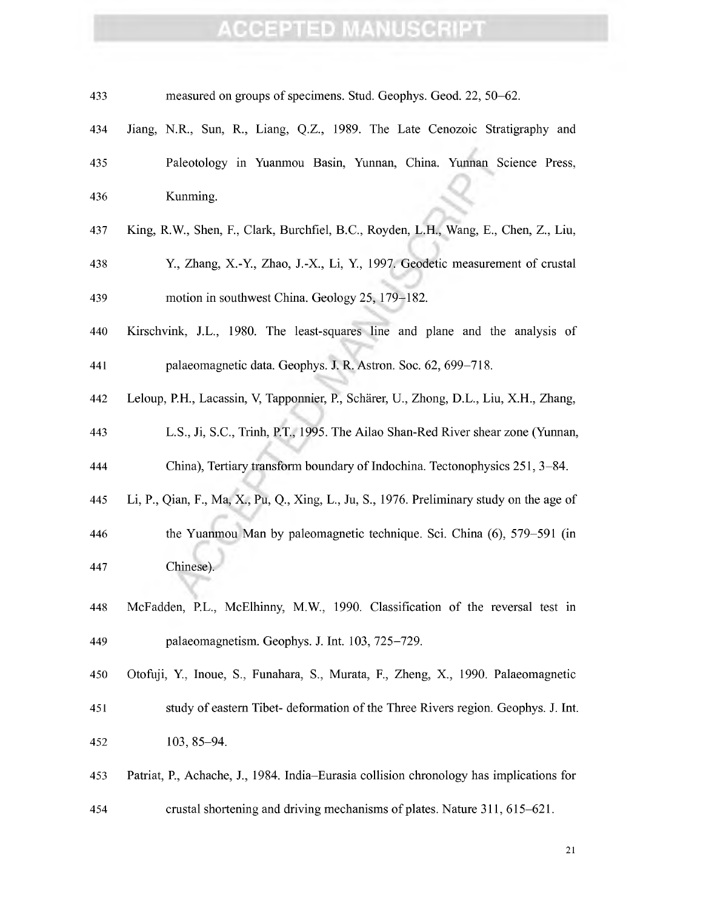measured on groups of specimens. Stud. Geophys. Geod. 22, 50–62.

Jiang, N.R., Sun, R., Liang, Q.Z., 1989. The Late Cenozoic Stratigraphy and Paleotology in Yuanmou Basin, Yunnan, China. Yunnan Science Press, Kunming.

King, R.W., Shen, F., Clark, Burchfiel, B.C., Royden, L.H., Wang, E., Chen, Z., Liu, Y., Zhang, X.-Y., Zhao, J.-X., Li, Y., 1997. Geodetic measurement of crustal motion in southwest China. Geology 25, 179–182.

Kirschvink, J.L., 1980. The least-squares line and plane and the analysis of palaeomagnetic data. Geophys. J. R. Astron. Soc. 62, 699–718.

Leloup, P.H., Lacassin, V, Tapponnier, P., Schärer, U., Zhong, D.L., Liu, X.H., Zhang, L.S., Ji, S.C., Trinh, P.T., 1995. The Ailao Shan-Red River shear zone (Yunnan, China), Tertiary transform boundary of Indochina. Tectonophysics 251, 3–84.

Li, P., Qian, F., Ma, X., Pu, Q., Xing, L., Ju, S., 1976. Preliminary study on the age of the Yuanmou Man by paleomagnetic technique. Sci. China (6), 579–591 (in Chinese).

McFadden, P.L., McElhinny, M.W., 1990. Classification of the reversal test in palaeomagnetism. Geophys. J. Int. 103, 725–729.

Otofuji, Y., Inoue, S., Funahara, S., Murata, F., Zheng, X., 1990. Palaeomagnetic study of eastern Tibet- deformation of the Three Rivers region. Geophys. J. Int. 103, 85–94.

Patriat, P., Achache, J., 1984. India–Eurasia collision chronology has implications for crustal shortening and driving mechanisms of plates. Nature 311, 615–621.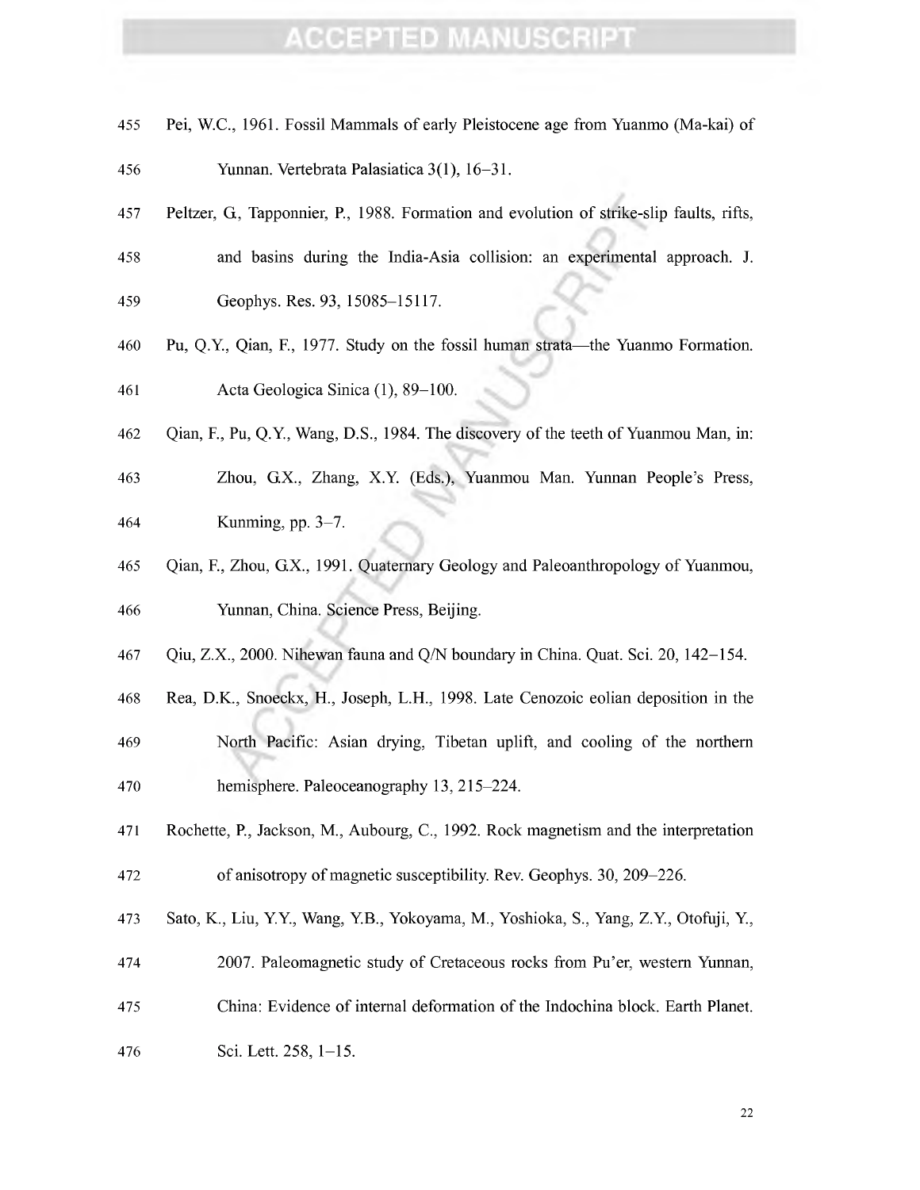Pei, W.C., 1961. Fossil Mammals of early Pleistocene age from Yuanmo (Ma-kai) of Yunnan. Vertebrata Palasiatica 3(1), 16–31.

Peltzer, G., Tapponnier, P., 1988. Formation and evolution of strike-slip faults, rifts, and basins during the India-Asia collision: an experimental approach. J. Geophys. Res. 93, 15085–15117.

Pu, Q.Y., Qian, F., 1977. Study on the fossil human strata—the Yuanmo Formation. Acta Geologica Sinica (1), 89–100.

Qian, F., Pu, Q.Y., Wang, D.S., 1984. The discovery of the teeth of Yuanmou Man, in: Zhou, G.X., Zhang, X.Y. (Eds.), Yuanmou Man. Yunnan People's Press, Kunming, pp. 3–7.

Qian, F., Zhou, G.X., 1991. Quaternary Geology and Paleoanthropology of Yuanmou, Yunnan, China. Science Press, Beijing.

Qiu, Z.X., 2000. Nihewan fauna and Q/N boundary in China. Quat. Sci. 20, 142–154.

Rea, D.K., Snoeckx, H., Joseph, L.H., 1998. Late Cenozoic eolian deposition in the North Pacific: Asian drying, Tibetan uplift, and cooling of the northern hemisphere. Paleoceanography 13, 215–224.

Rochette, P., Jackson, M., Aubourg, C., 1992. Rock magnetism and the interpretation of anisotropy of magnetic susceptibility. Rev. Geophys. 30, 209–226.

Sato, K., Liu, Y.Y., Wang, Y.B., Yokoyama, M., Yoshioka, S., Yang, Z.Y., Otofuji, Y., 2007. Paleomagnetic study of Cretaceous rocks from Pu'er, western Yunnan, China: Evidence of internal deformation of the Indochina block. Earth Planet. Sci. Lett. 258, 1–15.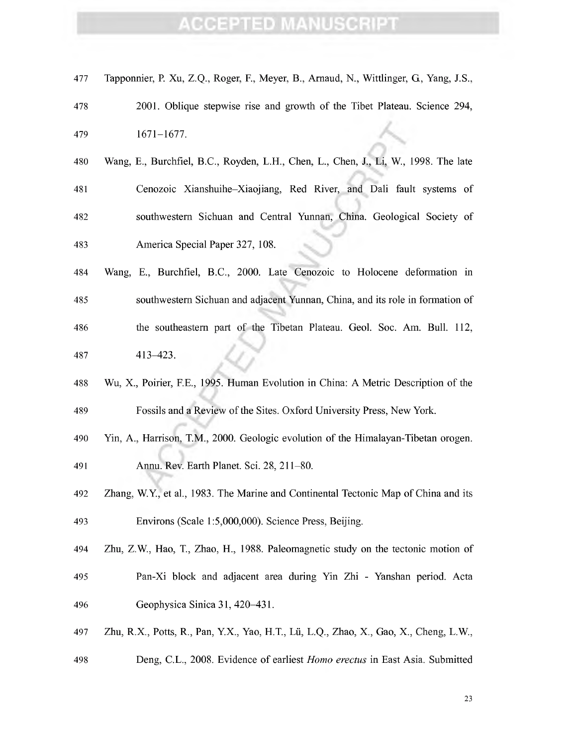Tapponnier, P. Xu, Z.Q., Roger, F., Meyer, B., Arnaud, N., Wittlinger, G., Yang, J.S., 2001. Oblique stepwise rise and growth of the Tibet Plateau. Science 294, 1671–1677.

Wang, E., Burchfiel, B.C., Royden, L.H., Chen, L., Chen, J., Li, W., 1998. The late Cenozoic Xianshuihe–Xiaojiang, Red River, and Dali fault systems of southwestern Sichuan and Central Yunnan, China. Geological Society of America Special Paper 327, 108.

Wang, E., Burchfiel, B.C., 2000. Late Cenozoic to Holocene deformation in southwestern Sichuan and adjacent Yunnan, China, and its role in formation of the southeastern part of the Tibetan Plateau. Geol. Soc. Am. Bull. 112, 413–423.

Wu, X., Poirier, F.E., 1995. Human Evolution in China: A Metric Description of the Fossils and a Review of the Sites. Oxford University Press, New York.

Yin, A., Harrison, T.M., 2000. Geologic evolution of the Himalayan-Tibetan orogen. Annu. Rev. Earth Planet. Sci. 28, 211–80.

Zhang, W.Y., et al., 1983. The Marine and Continental Tectonic Map of China and its Environs (Scale 1:5,000,000). Science Press, Beijing.

Zhu, Z.W., Hao, T., Zhao, H., 1988. Paleomagnetic study on the tectonic motion of Pan-Xi block and adjacent area during Yin Zhi - Yanshan period. Acta Geophysica Sinica 31, 420–431.

Zhu, R.X., Potts, R., Pan, Y.X., Yao, H.T., Lü, L.Q., Zhao, X., Gao, X., Cheng, L.W., Deng, C.L., 2008. Evidence of earliest *Homo erectus* in East Asia. Submitted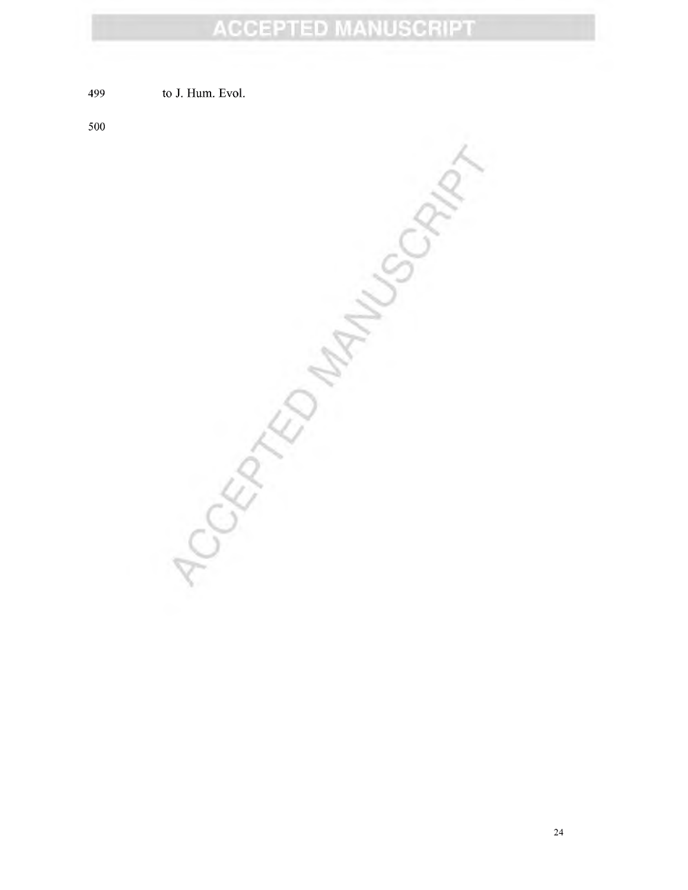to J. Hum. Evol.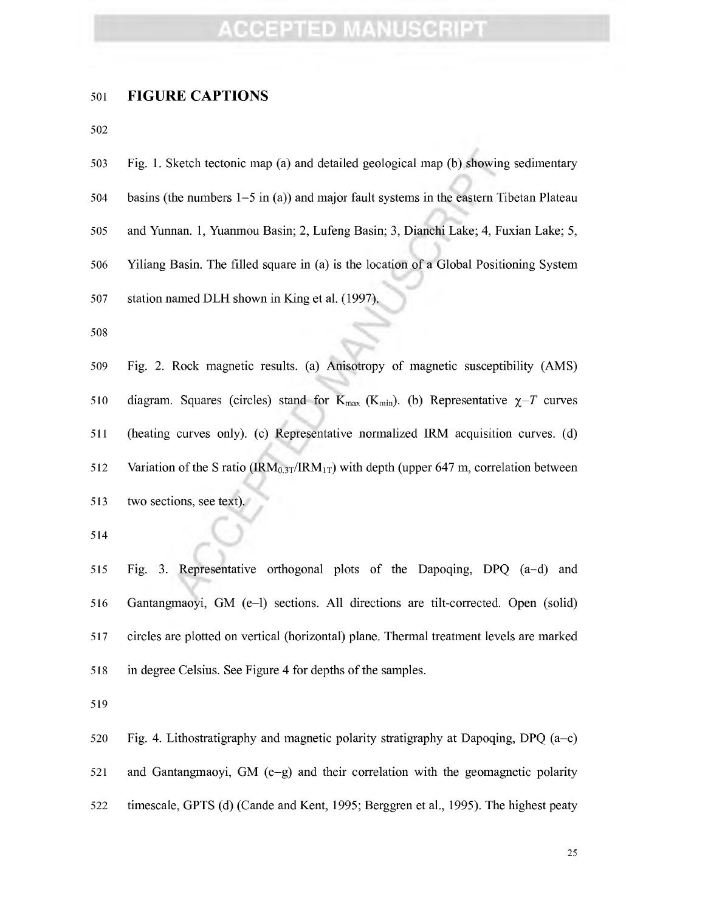## FIGURE CAPTIONS

Fig. 1. Sketch tectonic map (a) and detailed geological map (b) showing sedimentary basins (the numbers 1–5 in (a)) and major fault systems in the eastern Tibetan Plateau and Yunnan. 1, Yuanmou Basin; 2, Lufeng Basin; 3, Dianchi Lake; 4, Fuxian Lake; 5, Yiliang Basin. The filled square in (a) is the location of a Global Positioning System station named DLH shown in King et al. (1997).

Fig. 2. Rock magnetic results. (a) Anisotropy of magnetic susceptibility (AMS) diagram. Squares (circles) stand for $K_{max}$ ($K_{min}$). (b) Representative $\chi$–$T$ curves (heating curves only). (c) Representative normalized IRM acquisition curves. (d) Variation of the S ratio ($IRM_{0.3T}/IRM_{1T}$) with depth (upper 647 m, correlation between two sections, see text).

Fig. 3. Representative orthogonal plots of the Dapoqing, DPQ (a–d) and Gantangmaoyi, GM (e–l) sections. All directions are tilt-corrected. Open (solid) circles are plotted on vertical (horizontal) plane. Thermal treatment levels are marked in degree Celsius. See Figure 4 for depths of the samples.

Fig. 4. Lithostratigraphy and magnetic polarity stratigraphy at Dapoqing, DPQ (a–c) and Gantangmaoyi, GM (e–g) and their correlation with the geomagnetic polarity timescale, GPTS (d) (Cande and Kent, 1995; Berggren et al., 1995). The highest peaty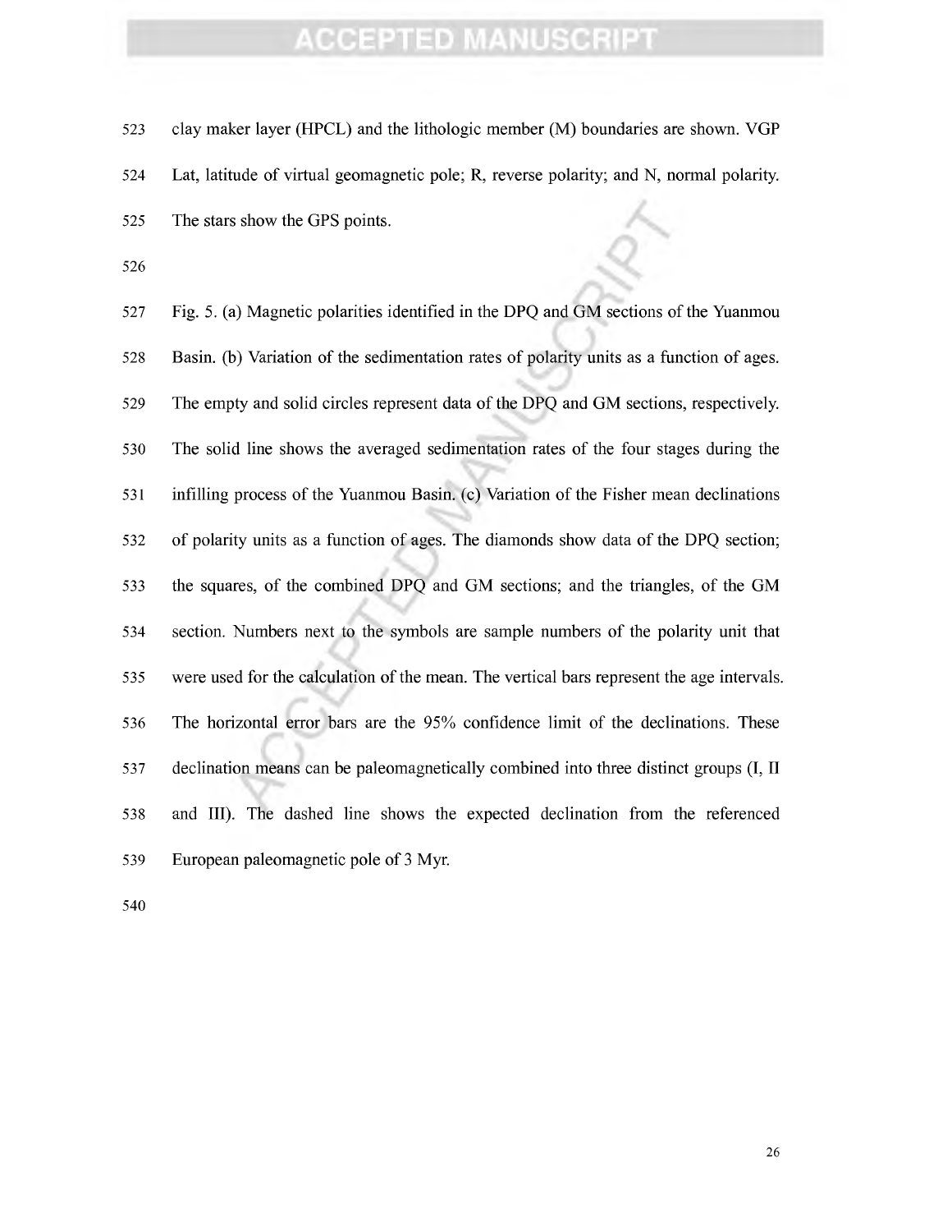clay maker layer (HPCL) and the lithologic member (M) boundaries are shown. VGP Lat, latitude of virtual geomagnetic pole; R, reverse polarity; and N, normal polarity. The stars show the GPS points.

Fig. 5. (a) Magnetic polarities identified in the DPQ and GM sections of the Yuanmou Basin. (b) Variation of the sedimentation rates of polarity units as a function of ages. The empty and solid circles represent data of the DPQ and GM sections, respectively. The solid line shows the averaged sedimentation rates of the four stages during the infilling process of the Yuanmou Basin. (c) Variation of the Fisher mean declinations of polarity units as a function of ages. The diamonds show data of the DPQ section; the squares, of the combined DPQ and GM sections; and the triangles, of the GM section. Numbers next to the symbols are sample numbers of the polarity unit that were used for the calculation of the mean. The vertical bars represent the age intervals. The horizontal error bars are the 95% confidence limit of the declinations. These declination means can be paleomagnetically combined into three distinct groups (I, II and III). The dashed line shows the expected declination from the referenced European paleomagnetic pole of 3 Myr.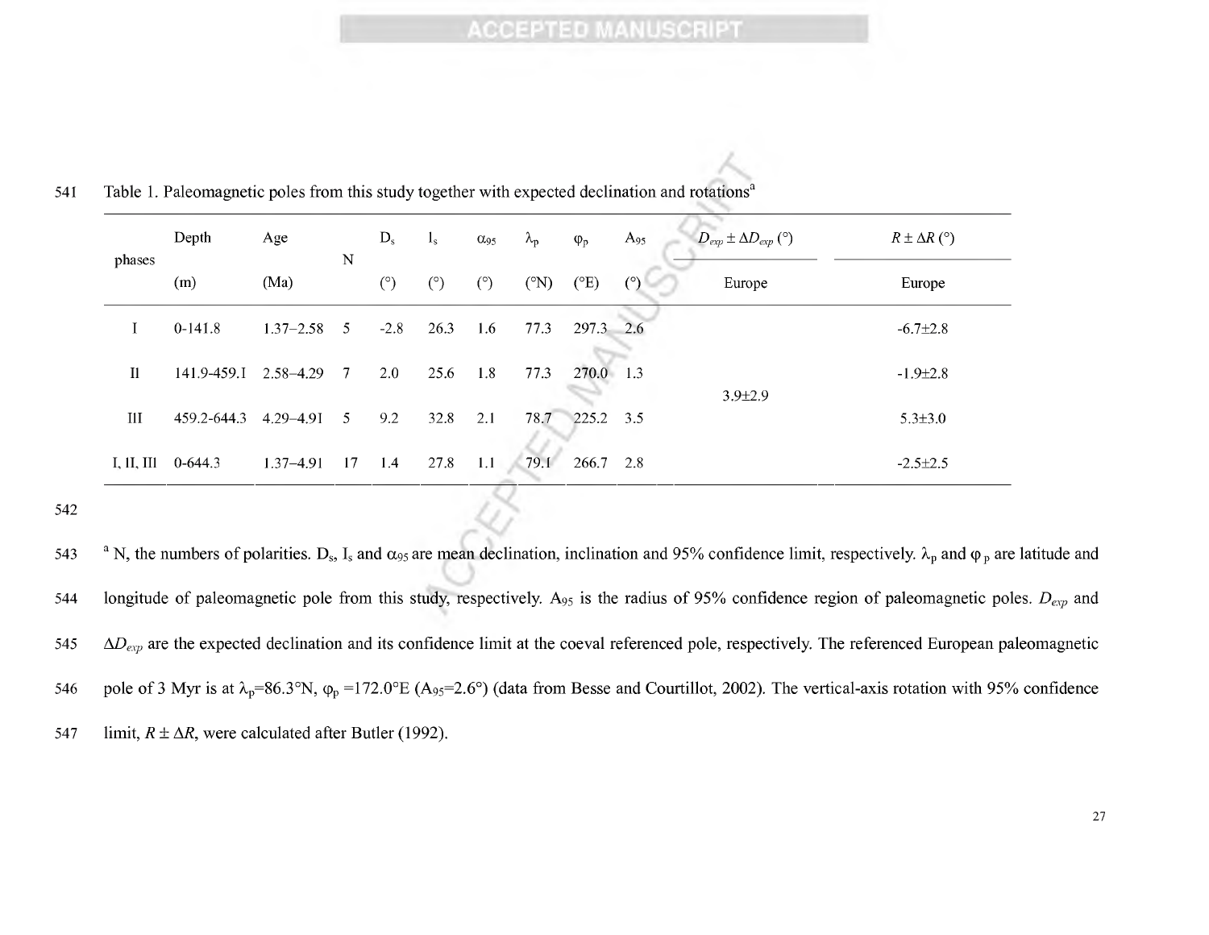Table 1. Paleomagnetic poles from this study together with expected declination and rotations[a]

| phases | Depth (m) | Age (Ma) | N | $D_s$ (°) | $I_s$ (°) | $\alpha_{95}$ (°) | $\lambda_p$ (°N) | $\varphi_p$ (°E) | $A_{95}$ (°) | $D_{exp} \pm \Delta D_{exp}$ (°) Europe | $R \pm \Delta R$ (°) Europe |
|---|---|---|---|---|---|---|---|---|---|---|---|
| I | 0-141.8 | 1.37–2.58 | 5 | -2.8 | 26.3 | 1.6 | 77.3 | 297.3 | 2.6 | | -6.7±2.8 |
| II | 141.9-459.1 | 2.58–4.29 | 7 | 2.0 | 25.6 | 1.8 | 77.3 | 270.0 | 1.3 | 3.9±2.9 | -1.9±2.8 |
| III | 459.2-644.3 | 4.29–4.91 | 5 | 9.2 | 32.8 | 2.1 | 78.7 | 225.2 | 3.5 | | 5.3±3.0 |
| I, II, III | 0-644.3 | 1.37–4.91 | 17 | 1.4 | 27.8 | 1.1 | 79.1 | 266.7 | 2.8 | | -2.5±2.5 |

[a] N, the numbers of polarities. $D_s$, $I_s$ and $\alpha_{95}$ are mean declination, inclination and 95% confidence limit, respectively. $\lambda_p$ and $\varphi_p$ are latitude and longitude of paleomagnetic pole from this study, respectively. $A_{95}$ is the radius of 95% confidence region of paleomagnetic poles. $D_{exp}$ and $\Delta D_{exp}$ are the expected declination and its confidence limit at the coeval referenced pole, respectively. The referenced European paleomagnetic pole of 3 Myr is at $\lambda_p$=86.3°N, $\varphi_p$ =172.0°E ($A_{95}$=2.6°) (data from Besse and Courtillot, 2002). The vertical-axis rotation with 95% confidence limit, $R \pm \Delta R$, were calculated after Butler (1992).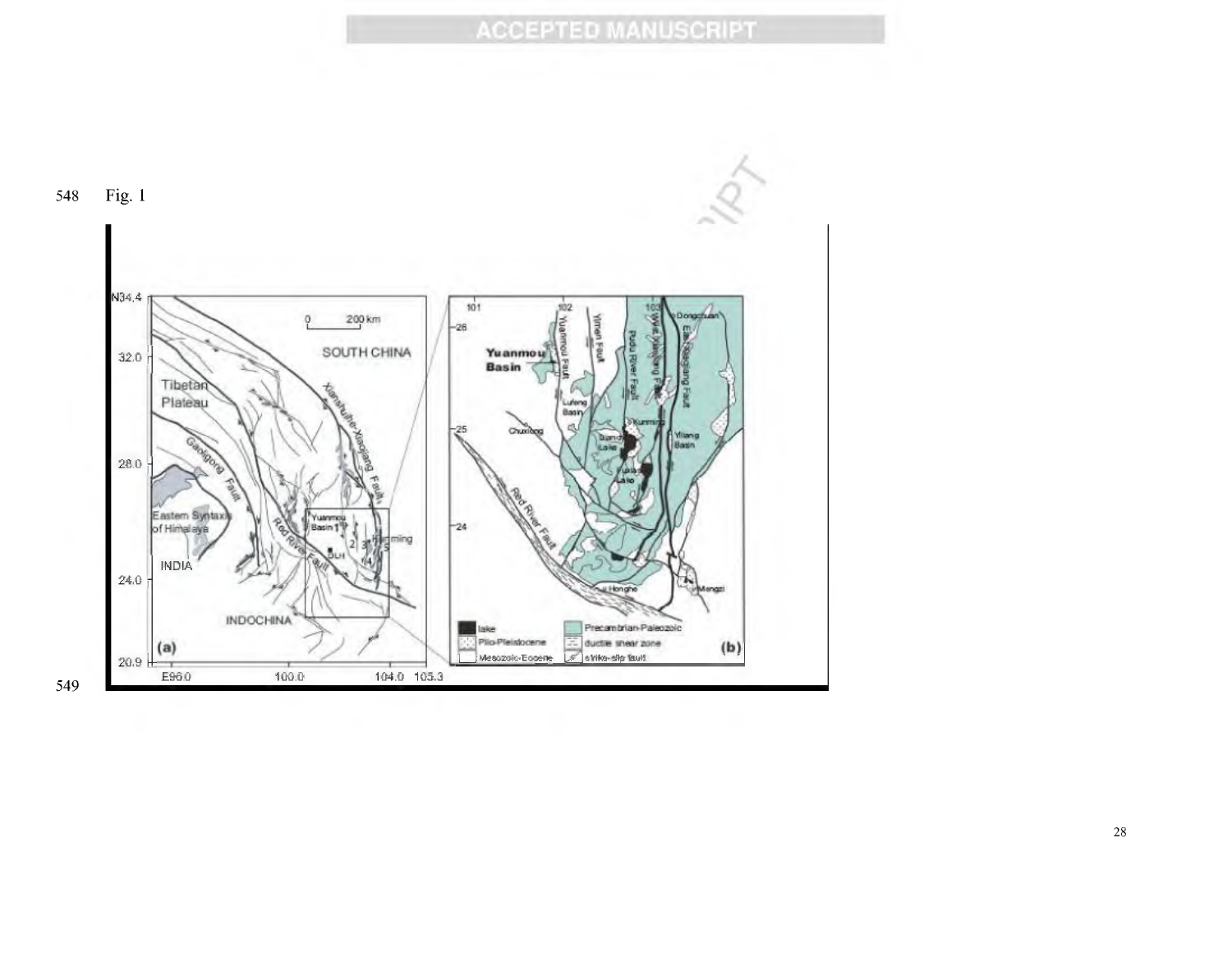Fig. 1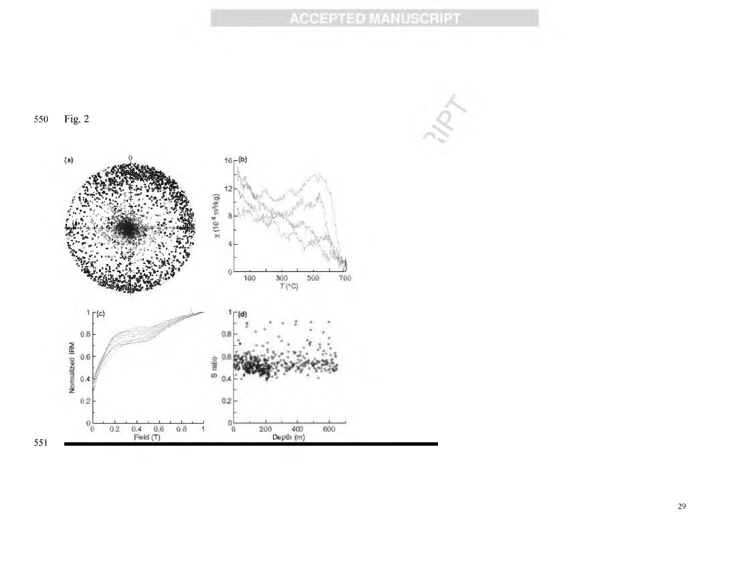550 Fig. 2

551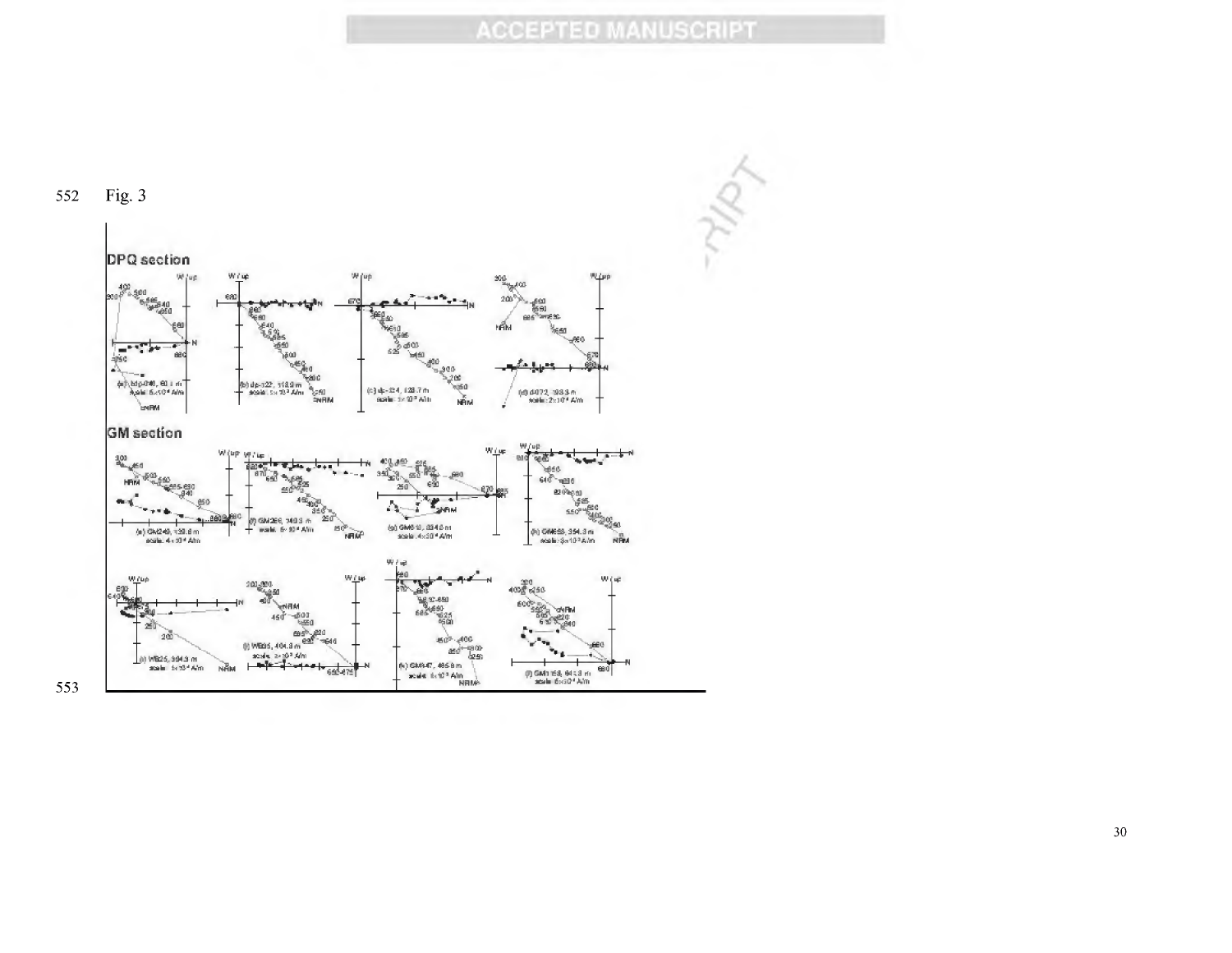Fig. 3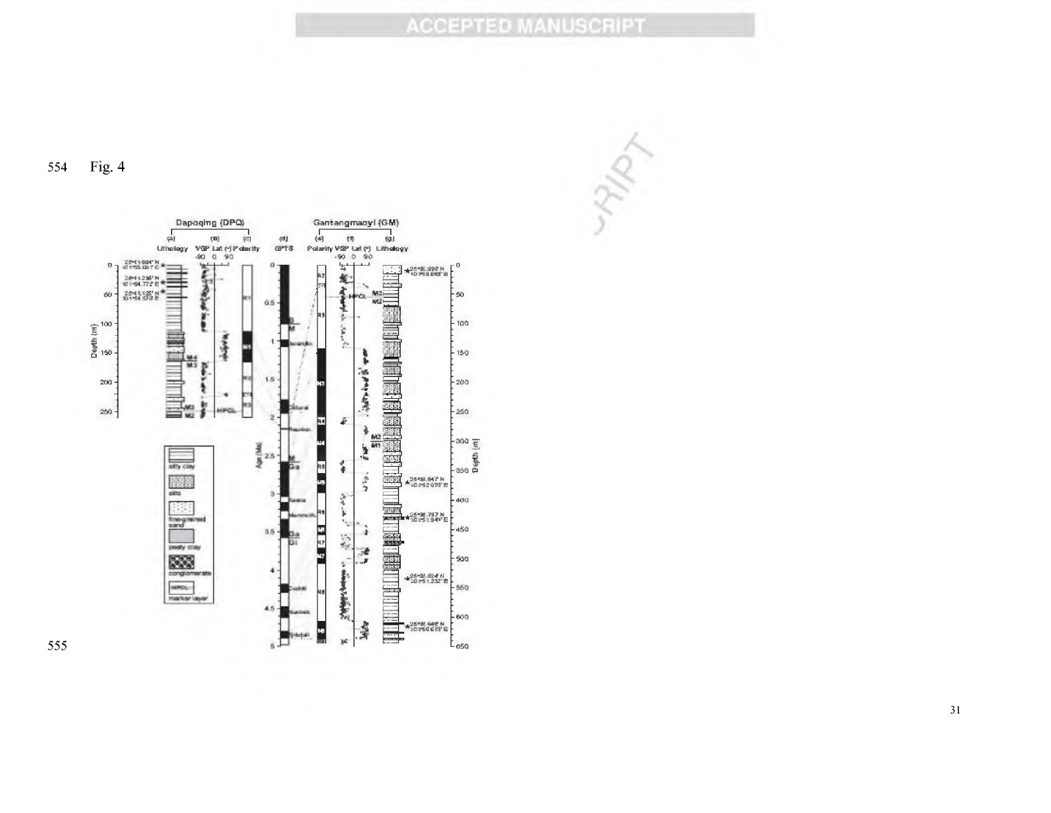554 Fig. 4

555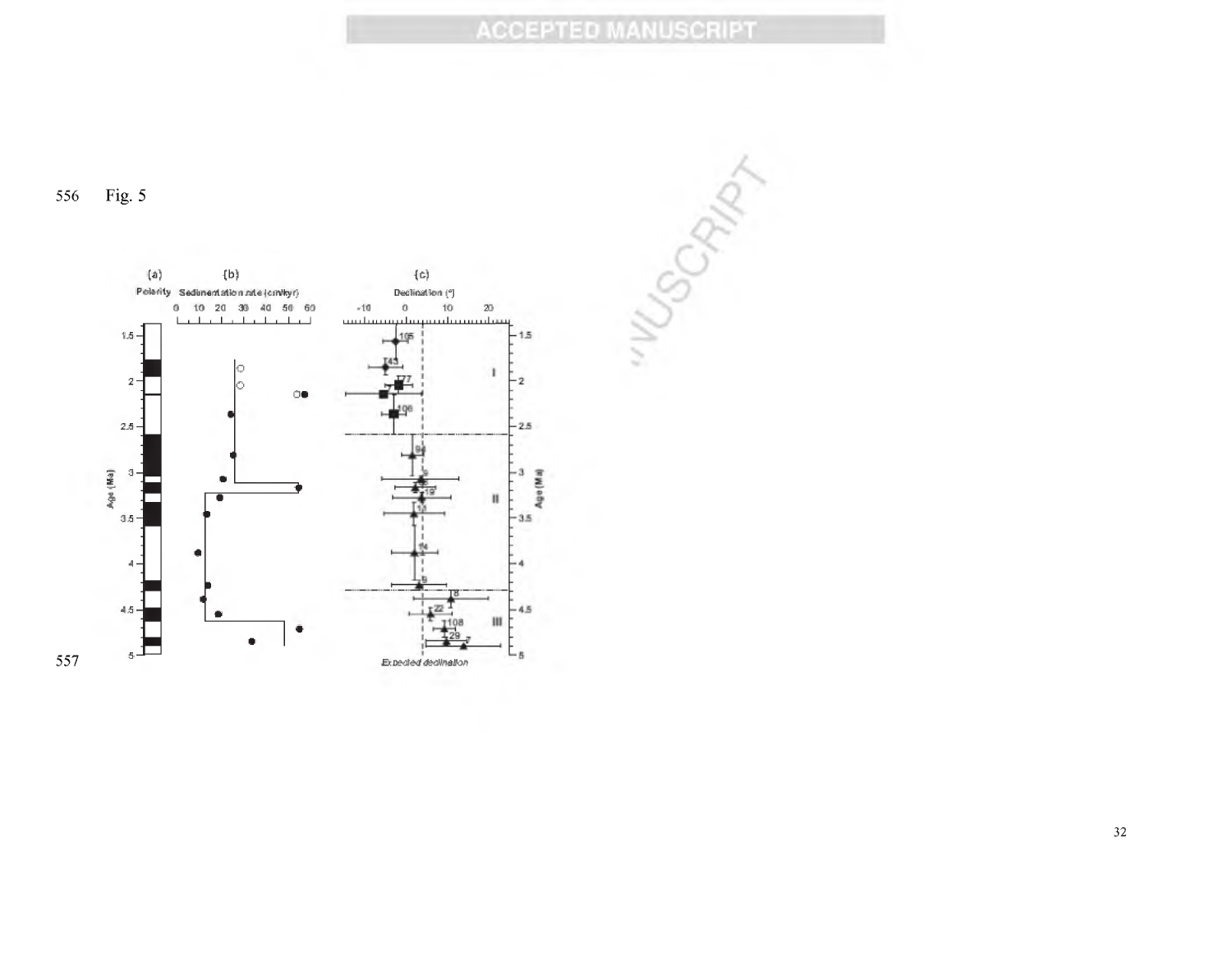Fig. 5

(a)
Polarity

(b)
Sedimentation rate (cm/kyr)
0 10 20 30 40 50 60

(c)
Declination (°)
-10 0 10 20

Age (Ma)
1.5
2
2.5
3
3.5
4
4.5
5

105
43
77
106
94
6
19
11
14
9
8
22
108
29
7

I
II
III

Expected declination